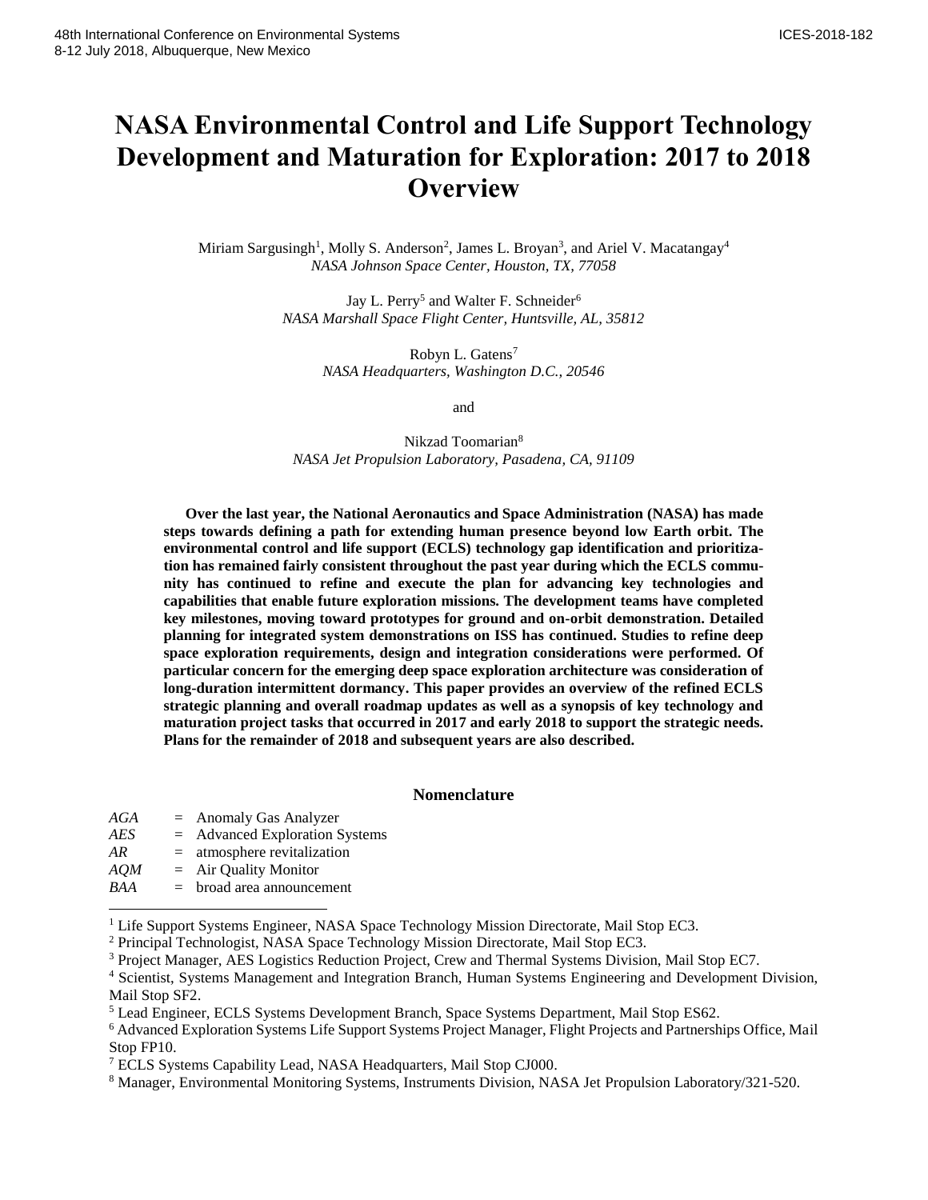# NASA Environmental Control and Life Support Technology Development and Maturation for Exploration: 2017 to 2018 Overview

Miriam Sargusingh[1], Molly S. Anderson[2], James L. Broyan[3], and Ariel V. Macatangay[4]
*NASA Johnson Space Center, Houston, TX, 77058*

Jay L. Perry[5] and Walter F. Schneider[6]
*NASA Marshall Space Flight Center, Huntsville, AL, 35812*

Robyn L. Gatens[7]
*NASA Headquarters, Washington D.C., 20546*

and

Nikzad Toomarian[8]
*NASA Jet Propulsion Laboratory, Pasadena, CA, 91109*

**Over the last year, the National Aeronautics and Space Administration (NASA) has made steps towards defining a path for extending human presence beyond low Earth orbit. The environmental control and life support (ECLS) technology gap identification and prioritization has remained fairly consistent throughout the past year during which the ECLS community has continued to refine and execute the plan for advancing key technologies and capabilities that enable future exploration missions. The development teams have completed key milestones, moving toward prototypes for ground and on-orbit demonstration. Detailed planning for integrated system demonstrations on ISS has continued. Studies to refine deep space exploration requirements, design and integration considerations were performed. Of particular concern for the emerging deep space exploration architecture was consideration of long-duration intermittent dormancy. This paper provides an overview of the refined ECLS strategic planning and overall roadmap updates as well as a synopsis of key technology and maturation project tasks that occurred in 2017 and early 2018 to support the strategic needs. Plans for the remainder of 2018 and subsequent years are also described.**

## Nomenclature

*AGA* = Anomaly Gas Analyzer
*AES* = Advanced Exploration Systems
*AR* = atmosphere revitalization
*AQM* = Air Quality Monitor
*BAA* = broad area announcement

[1] Life Support Systems Engineer, NASA Space Technology Mission Directorate, Mail Stop EC3.
[2] Principal Technologist, NASA Space Technology Mission Directorate, Mail Stop EC3.
[3] Project Manager, AES Logistics Reduction Project, Crew and Thermal Systems Division, Mail Stop EC7.
[4] Scientist, Systems Management and Integration Branch, Human Systems Engineering and Development Division, Mail Stop SF2.
[5] Lead Engineer, ECLS Systems Development Branch, Space Systems Department, Mail Stop ES62.
[6] Advanced Exploration Systems Life Support Systems Project Manager, Flight Projects and Partnerships Office, Mail Stop FP10.
[7] ECLS Systems Capability Lead, NASA Headquarters, Mail Stop CJ000.
[8] Manager, Environmental Monitoring Systems, Instruments Division, NASA Jet Propulsion Laboratory/321-520.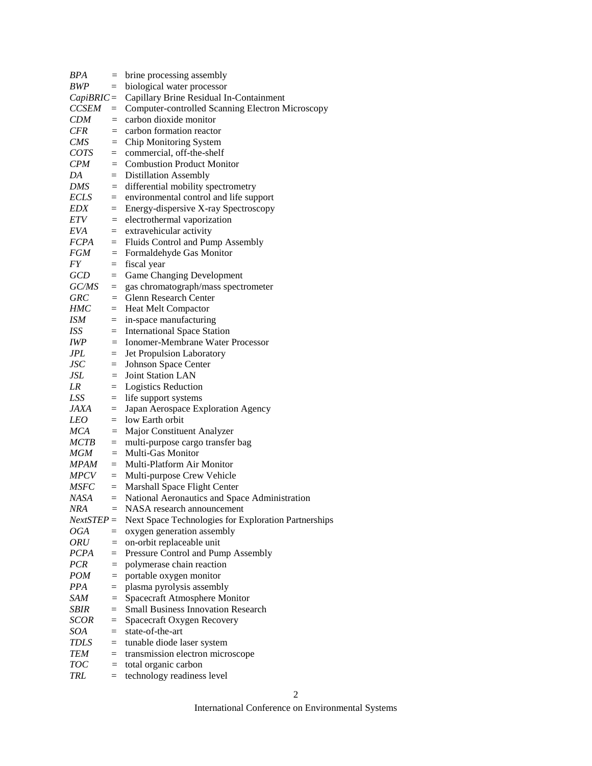*BPA* = brine processing assembly
*BWP* = biological water processor
*CapiBRIC* = Capillary Brine Residual In-Containment
*CCSEM* = Computer-controlled Scanning Electron Microscopy
*CDM* = carbon dioxide monitor
*CFR* = carbon formation reactor
*CMS* = Chip Monitoring System
*COTS* = commercial, off-the-shelf
*CPM* = Combustion Product Monitor
*DA* = Distillation Assembly
*DMS* = differential mobility spectrometry
*ECLS* = environmental control and life support
*EDX* = Energy-dispersive X-ray Spectroscopy
*ETV* = electrothermal vaporization
*EVA* = extravehicular activity
*FCPA* = Fluids Control and Pump Assembly
*FGM* = Formaldehyde Gas Monitor
*FY* = fiscal year
*GCD* = Game Changing Development
*GC/MS* = gas chromatograph/mass spectrometer
*GRC* = Glenn Research Center
*HMC* = Heat Melt Compactor
*ISM* = in-space manufacturing
*ISS* = International Space Station
*IWP* = Ionomer-Membrane Water Processor
*JPL* = Jet Propulsion Laboratory
*JSC* = Johnson Space Center
*JSL* = Joint Station LAN
*LR* = Logistics Reduction
*LSS* = life support systems
*JAXA* = Japan Aerospace Exploration Agency
*LEO* = low Earth orbit
*MCA* = Major Constituent Analyzer
*MCTB* = multi-purpose cargo transfer bag
*MGM* = Multi-Gas Monitor
*MPAM* = Multi-Platform Air Monitor
*MPCV* = Multi-purpose Crew Vehicle
*MSFC* = Marshall Space Flight Center
*NASA* = National Aeronautics and Space Administration
*NRA* = NASA research announcement
*NextSTEP* = Next Space Technologies for Exploration Partnerships
*OGA* = oxygen generation assembly
*ORU* = on-orbit replaceable unit
*PCPA* = Pressure Control and Pump Assembly
*PCR* = polymerase chain reaction
*POM* = portable oxygen monitor
*PPA* = plasma pyrolysis assembly
*SAM* = Spacecraft Atmosphere Monitor
*SBIR* = Small Business Innovation Research
*SCOR* = Spacecraft Oxygen Recovery
*SOA* = state-of-the-art
*TDLS* = tunable diode laser system
*TEM* = transmission electron microscope
*TOC* = total organic carbon
*TRL* = technology readiness level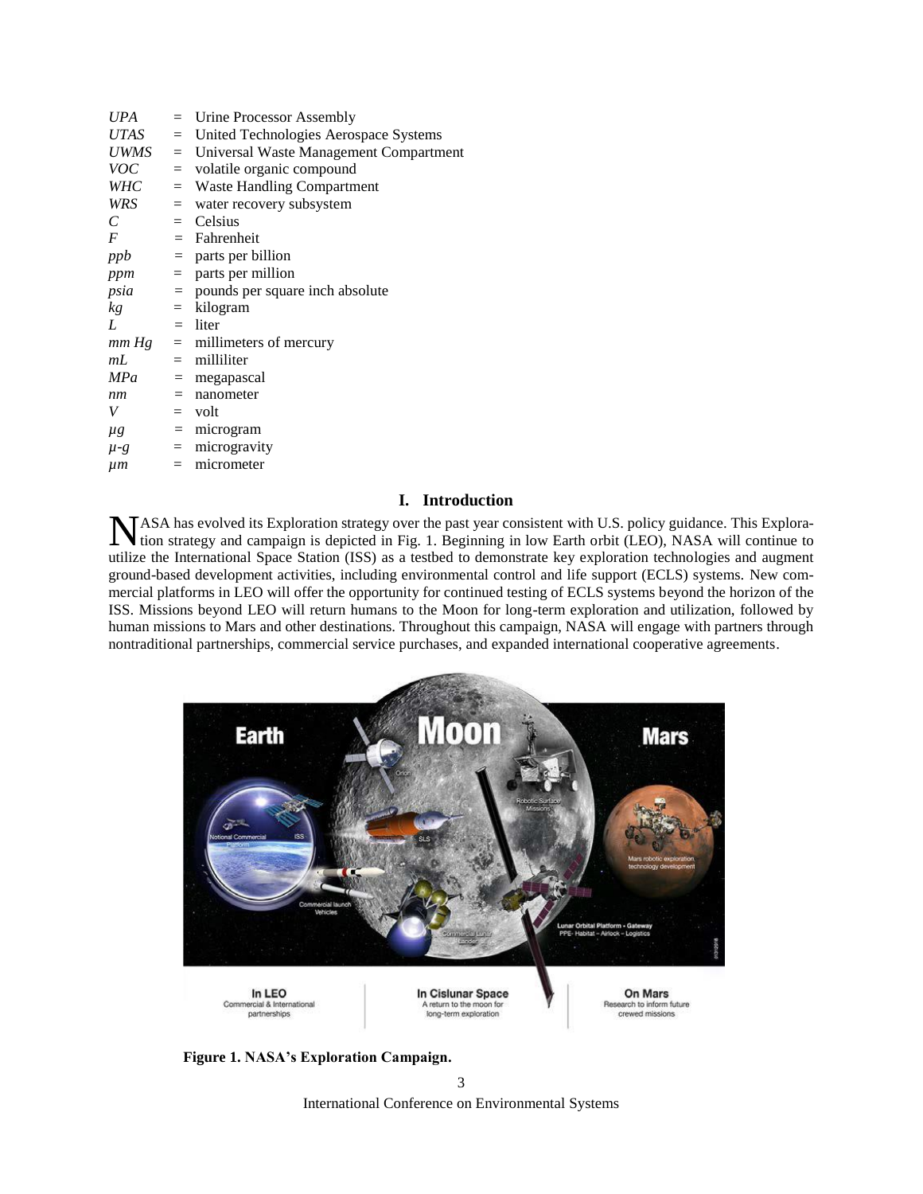| | | |
|---|---|---|
| *UPA* | = | Urine Processor Assembly |
| *UTAS* | = | United Technologies Aerospace Systems |
| *UWMS* | = | Universal Waste Management Compartment |
| *VOC* | = | volatile organic compound |
| *WHC* | = | Waste Handling Compartment |
| *WRS* | = | water recovery subsystem |
| *C* | = | Celsius |
| *F* | = | Fahrenheit |
| *ppb* | = | parts per billion |
| *ppm* | = | parts per million |
| *psia* | = | pounds per square inch absolute |
| *kg* | = | kilogram |
| *L* | = | liter |
| *mm Hg* | = | millimeters of mercury |
| *mL* | = | milliliter |
| *MPa* | = | megapascal |
| *nm* | = | nanometer |
| *V* | = | volt |
| *μg* | = | microgram |
| *μ-g* | = | microgravity |
| *μm* | = | micrometer |

## I. Introduction

NASA has evolved its Exploration strategy over the past year consistent with U.S. policy guidance. This Exploration strategy and campaign is depicted in Fig. 1. Beginning in low Earth orbit (LEO), NASA will continue to utilize the International Space Station (ISS) as a testbed to demonstrate key exploration technologies and augment ground-based development activities, including environmental control and life support (ECLS) systems. New commercial platforms in LEO will offer the opportunity for continued testing of ECLS systems beyond the horizon of the ISS. Missions beyond LEO will return humans to the Moon for long-term exploration and utilization, followed by human missions to Mars and other destinations. Throughout this campaign, NASA will engage with partners through nontraditional partnerships, commercial service purchases, and expanded international cooperative agreements.

**Figure 1. NASA's Exploration Campaign.**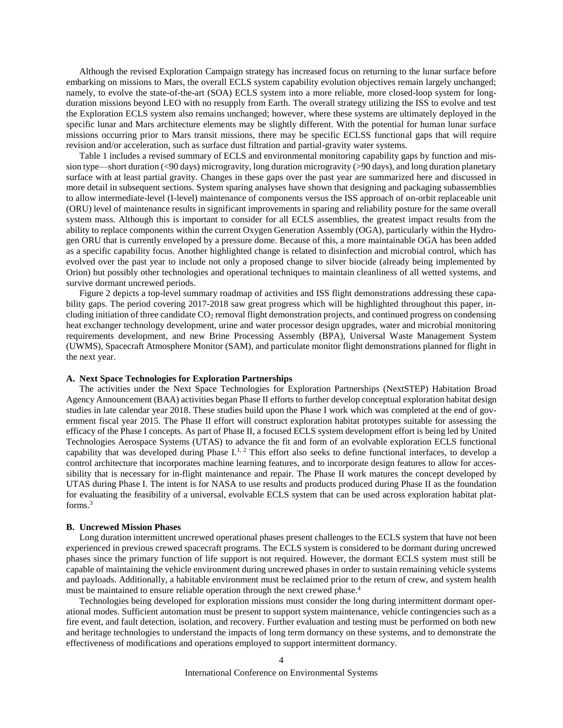Although the revised Exploration Campaign strategy has increased focus on returning to the lunar surface before embarking on missions to Mars, the overall ECLS system capability evolution objectives remain largely unchanged; namely, to evolve the state-of-the-art (SOA) ECLS system into a more reliable, more closed-loop system for long-duration missions beyond LEO with no resupply from Earth. The overall strategy utilizing the ISS to evolve and test the Exploration ECLS system also remains unchanged; however, where these systems are ultimately deployed in the specific lunar and Mars architecture elements may be slightly different. With the potential for human lunar surface missions occurring prior to Mars transit missions, there may be specific ECLSS functional gaps that will require revision and/or acceleration, such as surface dust filtration and partial-gravity water systems.

Table 1 includes a revised summary of ECLS and environmental monitoring capability gaps by function and mission type—short duration (<90 days) microgravity, long duration microgravity (>90 days), and long duration planetary surface with at least partial gravity. Changes in these gaps over the past year are summarized here and discussed in more detail in subsequent sections. System sparing analyses have shown that designing and packaging subassemblies to allow intermediate-level (I-level) maintenance of components versus the ISS approach of on-orbit replaceable unit (ORU) level of maintenance results in significant improvements in sparing and reliability posture for the same overall system mass. Although this is important to consider for all ECLS assemblies, the greatest impact results from the ability to replace components within the current Oxygen Generation Assembly (OGA), particularly within the Hydrogen ORU that is currently enveloped by a pressure dome. Because of this, a more maintainable OGA has been added as a specific capability focus. Another highlighted change is related to disinfection and microbial control, which has evolved over the past year to include not only a proposed change to silver biocide (already being implemented by Orion) but possibly other technologies and operational techniques to maintain cleanliness of all wetted systems, and survive dormant uncrewed periods.

Figure 2 depicts a top-level summary roadmap of activities and ISS flight demonstrations addressing these capability gaps. The period covering 2017-2018 saw great progress which will be highlighted throughout this paper, including initiation of three candidate $CO_2$ removal flight demonstration projects, and continued progress on condensing heat exchanger technology development, urine and water processor design upgrades, water and microbial monitoring requirements development, and new Brine Processing Assembly (BPA), Universal Waste Management System (UWMS), Spacecraft Atmosphere Monitor (SAM), and particulate monitor flight demonstrations planned for flight in the next year.

### A. Next Space Technologies for Exploration Partnerships

The activities under the Next Space Technologies for Exploration Partnerships (NextSTEP) Habitation Broad Agency Announcement (BAA) activities began Phase II efforts to further develop conceptual exploration habitat design studies in late calendar year 2018. These studies build upon the Phase I work which was completed at the end of government fiscal year 2015. The Phase II effort will construct exploration habitat prototypes suitable for assessing the efficacy of the Phase I concepts. As part of Phase II, a focused ECLS system development effort is being led by United Technologies Aerospace Systems (UTAS) to advance the fit and form of an evolvable exploration ECLS functional capability that was developed during Phase I.[1, 2] This effort also seeks to define functional interfaces, to develop a control architecture that incorporates machine learning features, and to incorporate design features to allow for accessibility that is necessary for in-flight maintenance and repair. The Phase II work matures the concept developed by UTAS during Phase I. The intent is for NASA to use results and products produced during Phase II as the foundation for evaluating the feasibility of a universal, evolvable ECLS system that can be used across exploration habitat platforms.[3]

### B. Uncrewed Mission Phases

Long duration intermittent uncrewed operational phases present challenges to the ECLS system that have not been experienced in previous crewed spacecraft programs. The ECLS system is considered to be dormant during uncrewed phases since the primary function of life support is not required. However, the dormant ECLS system must still be capable of maintaining the vehicle environment during uncrewed phases in order to sustain remaining vehicle systems and payloads. Additionally, a habitable environment must be reclaimed prior to the return of crew, and system health must be maintained to ensure reliable operation through the next crewed phase.[4]

Technologies being developed for exploration missions must consider the long during intermittent dormant operational modes. Sufficient automation must be present to support system maintenance, vehicle contingencies such as a fire event, and fault detection, isolation, and recovery. Further evaluation and testing must be performed on both new and heritage technologies to understand the impacts of long term dormancy on these systems, and to demonstrate the effectiveness of modifications and operations employed to support intermittent dormancy.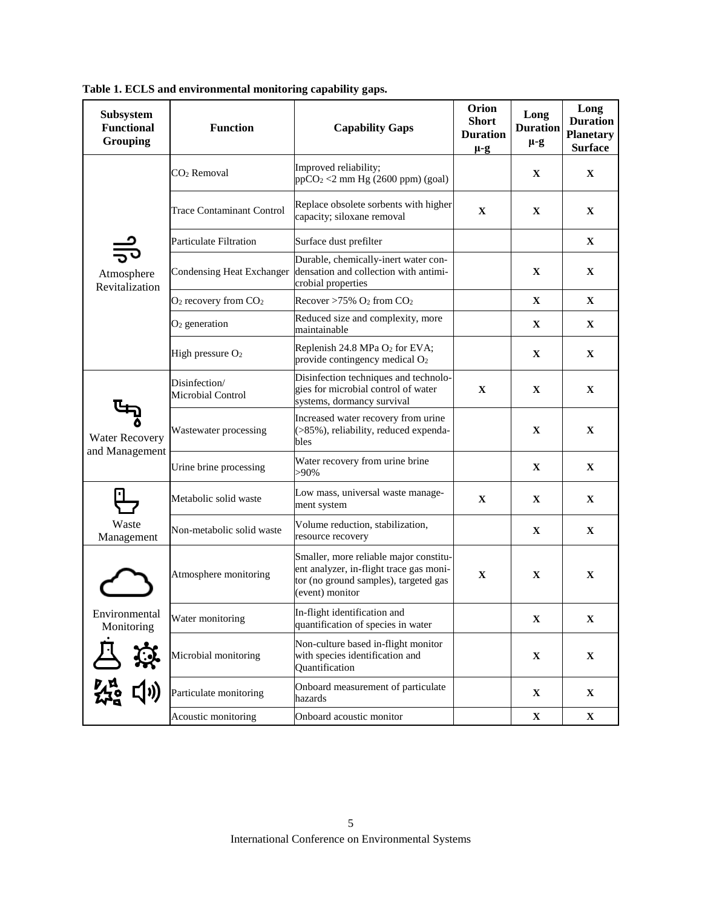**Table 1. ECLS and environmental monitoring capability gaps.**

| Subsystem Functional Grouping | Function | Capability Gaps | Orion Short Duration μ-g | Long Duration μ-g | Long Duration Planetary Surface |
|---|---|---|---|---|---|
| Atmosphere Revitalization | $CO_2$ Removal | Improved reliability; $ppCO_2$ <2 mm Hg (2600 ppm) (goal) | | X | X |
| | Trace Contaminant Control | Replace obsolete sorbents with higher capacity; siloxane removal | X | X | X |
| | Particulate Filtration | Surface dust prefilter | | | X |
| | Condensing Heat Exchanger | Durable, chemically-inert water condensation and collection with antimicrobial properties | | X | X |
| | $O_2$ recovery from $CO_2$ | Recover >75% $O_2$ from $CO_2$ | | X | X |
| | $O_2$ generation | Reduced size and complexity, more maintainable | | X | X |
| | High pressure $O_2$ | Replenish 24.8 MPa $O_2$ for EVA; provide contingency medical $O_2$ | | X | X |
| Water Recovery and Management | Disinfection/ Microbial Control | Disinfection techniques and technologies for microbial control of water systems, dormancy survival | X | X | X |
| | Wastewater processing | Increased water recovery from urine (>85%), reliability, reduced expendables | | X | X |
| | Urine brine processing | Water recovery from urine brine >90% | | X | X |
| Waste Management | Metabolic solid waste | Low mass, universal waste management system | X | X | X |
| | Non-metabolic solid waste | Volume reduction, stabilization, resource recovery | | X | X |
| Environmental Monitoring | Atmosphere monitoring | Smaller, more reliable major constituent analyzer, in-flight trace gas monitor (no ground samples), targeted gas (event) monitor | X | X | X |
| | Water monitoring | In-flight identification and quantification of species in water | | X | X |
| | Microbial monitoring | Non-culture based in-flight monitor with species identification and Quantification | | X | X |
| | Particulate monitoring | Onboard measurement of particulate hazards | | X | X |
| | Acoustic monitoring | Onboard acoustic monitor | | X | X |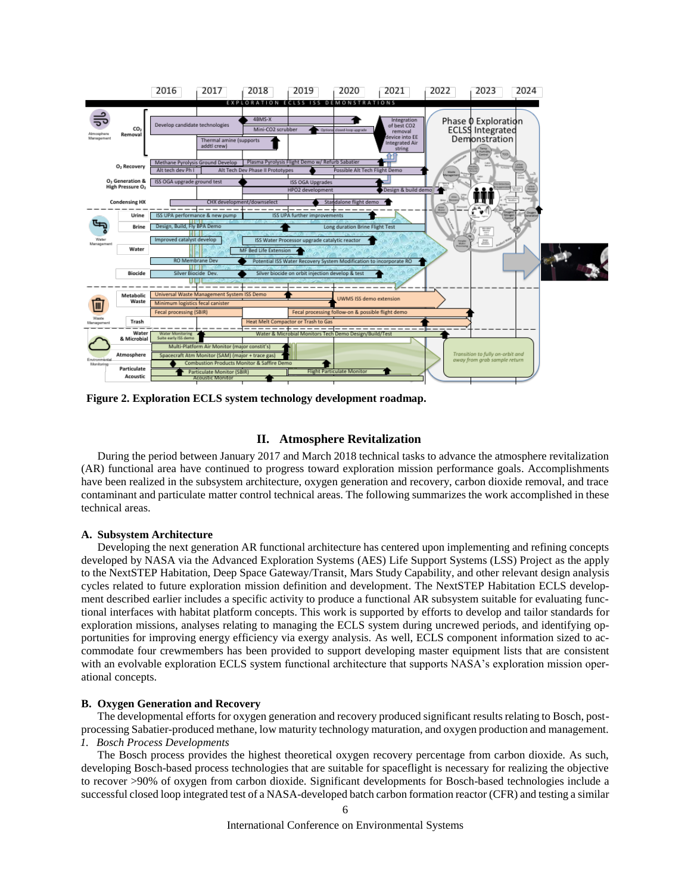**Figure 2. Exploration ECLS system technology development roadmap.**

## II. Atmosphere Revitalization

During the period between January 2017 and March 2018 technical tasks to advance the atmosphere revitalization (AR) functional area have continued to progress toward exploration mission performance goals. Accomplishments have been realized in the subsystem architecture, oxygen generation and recovery, carbon dioxide removal, and trace contaminant and particulate matter control technical areas. The following summarizes the work accomplished in these technical areas.

### A. Subsystem Architecture

Developing the next generation AR functional architecture has centered upon implementing and refining concepts developed by NASA via the Advanced Exploration Systems (AES) Life Support Systems (LSS) Project as the apply to the NextSTEP Habitation, Deep Space Gateway/Transit, Mars Study Capability, and other relevant design analysis cycles related to future exploration mission definition and development. The NextSTEP Habitation ECLS development described earlier includes a specific activity to produce a functional AR subsystem suitable for evaluating functional interfaces with habitat platform concepts. This work is supported by efforts to develop and tailor standards for exploration missions, analyses relating to managing the ECLS system during uncrewed periods, and identifying opportunities for improving energy efficiency via exergy analysis. As well, ECLS component information sized to accommodate four crewmembers has been provided to support developing master equipment lists that are consistent with an evolvable exploration ECLS system functional architecture that supports NASA's exploration mission operational concepts.

### B. Oxygen Generation and Recovery

The developmental efforts for oxygen generation and recovery produced significant results relating to Bosch, post-processing Sabatier-produced methane, low maturity technology maturation, and oxygen production and management.

*1. Bosch Process Developments*

The Bosch process provides the highest theoretical oxygen recovery percentage from carbon dioxide. As such, developing Bosch-based process technologies that are suitable for spaceflight is necessary for realizing the objective to recover >90% of oxygen from carbon dioxide. Significant developments for Bosch-based technologies include a successful closed loop integrated test of a NASA-developed batch carbon formation reactor (CFR) and testing a similar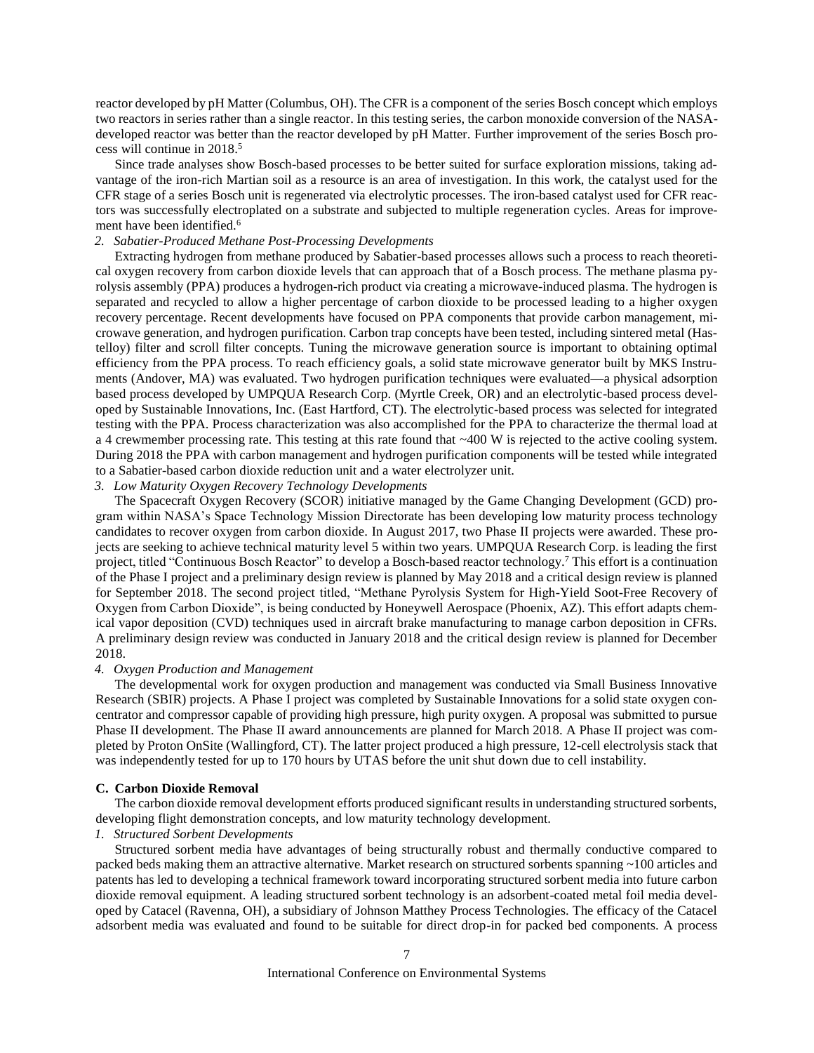reactor developed by pH Matter (Columbus, OH). The CFR is a component of the series Bosch concept which employs two reactors in series rather than a single reactor. In this testing series, the carbon monoxide conversion of the NASA-developed reactor was better than the reactor developed by pH Matter. Further improvement of the series Bosch process will continue in 2018.[5]

Since trade analyses show Bosch-based processes to be better suited for surface exploration missions, taking advantage of the iron-rich Martian soil as a resource is an area of investigation. In this work, the catalyst used for the CFR stage of a series Bosch unit is regenerated via electrolytic processes. The iron-based catalyst used for CFR reactors was successfully electroplated on a substrate and subjected to multiple regeneration cycles. Areas for improvement have been identified.[6]

*2. Sabatier-Produced Methane Post-Processing Developments*

Extracting hydrogen from methane produced by Sabatier-based processes allows such a process to reach theoretical oxygen recovery from carbon dioxide levels that can approach that of a Bosch process. The methane plasma pyrolysis assembly (PPA) produces a hydrogen-rich product via creating a microwave-induced plasma. The hydrogen is separated and recycled to allow a higher percentage of carbon dioxide to be processed leading to a higher oxygen recovery percentage. Recent developments have focused on PPA components that provide carbon management, microwave generation, and hydrogen purification. Carbon trap concepts have been tested, including sintered metal (Hastelloy) filter and scroll filter concepts. Tuning the microwave generation source is important to obtaining optimal efficiency from the PPA process. To reach efficiency goals, a solid state microwave generator built by MKS Instruments (Andover, MA) was evaluated. Two hydrogen purification techniques were evaluated—a physical adsorption based process developed by UMPQUA Research Corp. (Myrtle Creek, OR) and an electrolytic-based process developed by Sustainable Innovations, Inc. (East Hartford, CT). The electrolytic-based process was selected for integrated testing with the PPA. Process characterization was also accomplished for the PPA to characterize the thermal load at a 4 crewmember processing rate. This testing at this rate found that ~400 W is rejected to the active cooling system. During 2018 the PPA with carbon management and hydrogen purification components will be tested while integrated to a Sabatier-based carbon dioxide reduction unit and a water electrolyzer unit.

*3. Low Maturity Oxygen Recovery Technology Developments*

The Spacecraft Oxygen Recovery (SCOR) initiative managed by the Game Changing Development (GCD) program within NASA's Space Technology Mission Directorate has been developing low maturity process technology candidates to recover oxygen from carbon dioxide. In August 2017, two Phase II projects were awarded. These projects are seeking to achieve technical maturity level 5 within two years. UMPQUA Research Corp. is leading the first project, titled "Continuous Bosch Reactor" to develop a Bosch-based reactor technology.[7] This effort is a continuation of the Phase I project and a preliminary design review is planned by May 2018 and a critical design review is planned for September 2018. The second project titled, "Methane Pyrolysis System for High-Yield Soot-Free Recovery of Oxygen from Carbon Dioxide", is being conducted by Honeywell Aerospace (Phoenix, AZ). This effort adapts chemical vapor deposition (CVD) techniques used in aircraft brake manufacturing to manage carbon deposition in CFRs. A preliminary design review was conducted in January 2018 and the critical design review is planned for December 2018.

*4. Oxygen Production and Management*

The developmental work for oxygen production and management was conducted via Small Business Innovative Research (SBIR) projects. A Phase I project was completed by Sustainable Innovations for a solid state oxygen concentrator and compressor capable of providing high pressure, high purity oxygen. A proposal was submitted to pursue Phase II development. The Phase II award announcements are planned for March 2018. A Phase II project was completed by Proton OnSite (Wallingford, CT). The latter project produced a high pressure, 12-cell electrolysis stack that was independently tested for up to 170 hours by UTAS before the unit shut down due to cell instability.

### C. Carbon Dioxide Removal

The carbon dioxide removal development efforts produced significant results in understanding structured sorbents, developing flight demonstration concepts, and low maturity technology development.

*1. Structured Sorbent Developments*

Structured sorbent media have advantages of being structurally robust and thermally conductive compared to packed beds making them an attractive alternative. Market research on structured sorbents spanning ~100 articles and patents has led to developing a technical framework toward incorporating structured sorbent media into future carbon dioxide removal equipment. A leading structured sorbent technology is an adsorbent-coated metal foil media developed by Catacel (Ravenna, OH), a subsidiary of Johnson Matthey Process Technologies. The efficacy of the Catacel adsorbent media was evaluated and found to be suitable for direct drop-in for packed bed components. A process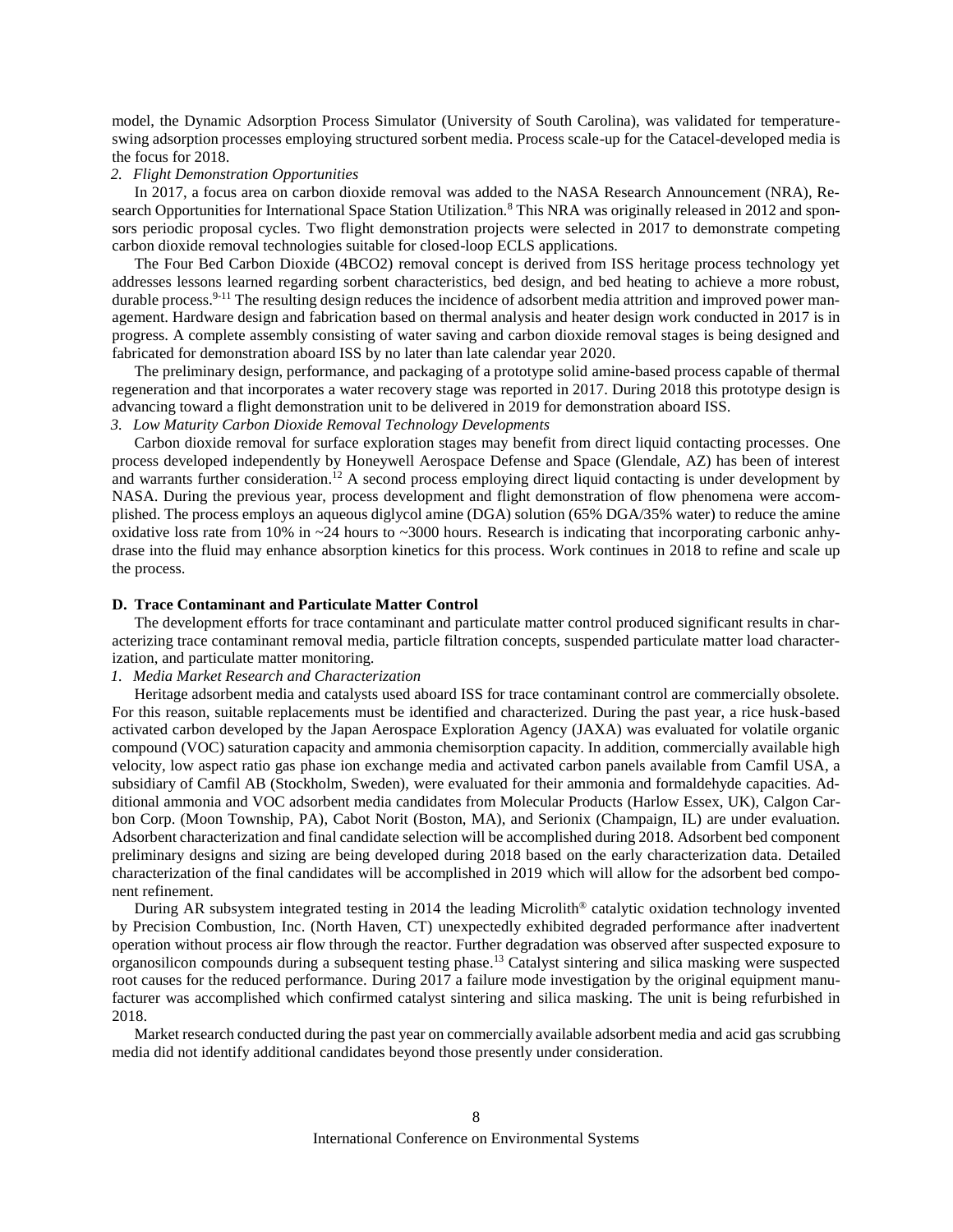model, the Dynamic Adsorption Process Simulator (University of South Carolina), was validated for temperature-swing adsorption processes employing structured sorbent media. Process scale-up for the Catacel-developed media is the focus for 2018.

*2. Flight Demonstration Opportunities*

In 2017, a focus area on carbon dioxide removal was added to the NASA Research Announcement (NRA), Research Opportunities for International Space Station Utilization.[8] This NRA was originally released in 2012 and sponsors periodic proposal cycles. Two flight demonstration projects were selected in 2017 to demonstrate competing carbon dioxide removal technologies suitable for closed-loop ECLS applications.

The Four Bed Carbon Dioxide (4BCO2) removal concept is derived from ISS heritage process technology yet addresses lessons learned regarding sorbent characteristics, bed design, and bed heating to achieve a more robust, durable process.[9-11] The resulting design reduces the incidence of adsorbent media attrition and improved power management. Hardware design and fabrication based on thermal analysis and heater design work conducted in 2017 is in progress. A complete assembly consisting of water saving and carbon dioxide removal stages is being designed and fabricated for demonstration aboard ISS by no later than late calendar year 2020.

The preliminary design, performance, and packaging of a prototype solid amine-based process capable of thermal regeneration and that incorporates a water recovery stage was reported in 2017. During 2018 this prototype design is advancing toward a flight demonstration unit to be delivered in 2019 for demonstration aboard ISS.

*3. Low Maturity Carbon Dioxide Removal Technology Developments*

Carbon dioxide removal for surface exploration stages may benefit from direct liquid contacting processes. One process developed independently by Honeywell Aerospace Defense and Space (Glendale, AZ) has been of interest and warrants further consideration.[12] A second process employing direct liquid contacting is under development by NASA. During the previous year, process development and flight demonstration of flow phenomena were accomplished. The process employs an aqueous diglycol amine (DGA) solution (65% DGA/35% water) to reduce the amine oxidative loss rate from 10% in ~24 hours to ~3000 hours. Research is indicating that incorporating carbonic anhydrase into the fluid may enhance absorption kinetics for this process. Work continues in 2018 to refine and scale up the process.

### D. Trace Contaminant and Particulate Matter Control

The development efforts for trace contaminant and particulate matter control produced significant results in characterizing trace contaminant removal media, particle filtration concepts, suspended particulate matter load characterization, and particulate matter monitoring.

*1. Media Market Research and Characterization*

Heritage adsorbent media and catalysts used aboard ISS for trace contaminant control are commercially obsolete. For this reason, suitable replacements must be identified and characterized. During the past year, a rice husk-based activated carbon developed by the Japan Aerospace Exploration Agency (JAXA) was evaluated for volatile organic compound (VOC) saturation capacity and ammonia chemisorption capacity. In addition, commercially available high velocity, low aspect ratio gas phase ion exchange media and activated carbon panels available from Camfil USA, a subsidiary of Camfil AB (Stockholm, Sweden), were evaluated for their ammonia and formaldehyde capacities. Additional ammonia and VOC adsorbent media candidates from Molecular Products (Harlow Essex, UK), Calgon Carbon Corp. (Moon Township, PA), Cabot Norit (Boston, MA), and Serionix (Champaign, IL) are under evaluation. Adsorbent characterization and final candidate selection will be accomplished during 2018. Adsorbent bed component preliminary designs and sizing are being developed during 2018 based on the early characterization data. Detailed characterization of the final candidates will be accomplished in 2019 which will allow for the adsorbent bed component refinement.

During AR subsystem integrated testing in 2014 the leading Microlith® catalytic oxidation technology invented by Precision Combustion, Inc. (North Haven, CT) unexpectedly exhibited degraded performance after inadvertent operation without process air flow through the reactor. Further degradation was observed after suspected exposure to organosilicon compounds during a subsequent testing phase.[13] Catalyst sintering and silica masking were suspected root causes for the reduced performance. During 2017 a failure mode investigation by the original equipment manufacturer was accomplished which confirmed catalyst sintering and silica masking. The unit is being refurbished in 2018.

Market research conducted during the past year on commercially available adsorbent media and acid gas scrubbing media did not identify additional candidates beyond those presently under consideration.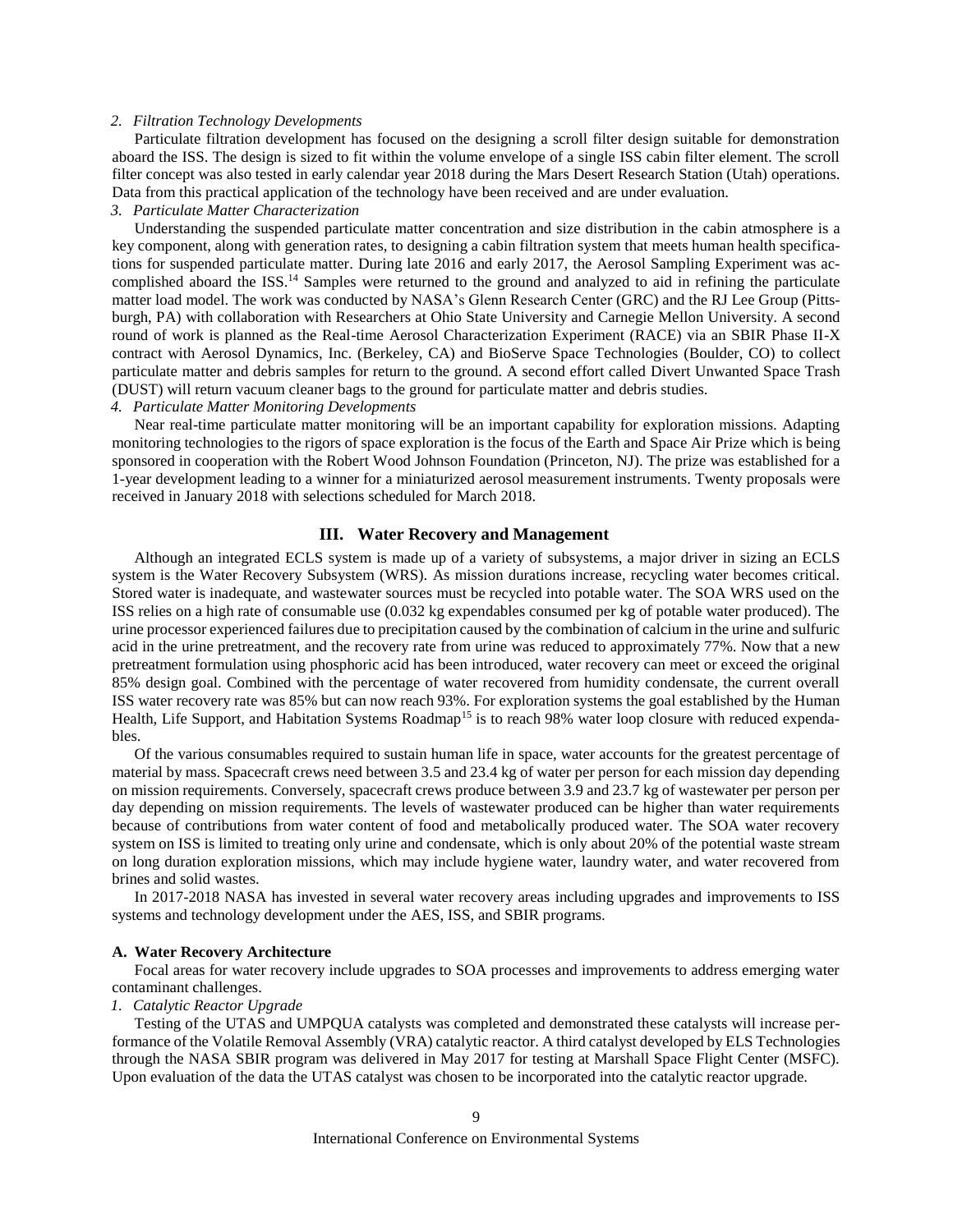*2. Filtration Technology Developments*

Particulate filtration development has focused on the designing a scroll filter design suitable for demonstration aboard the ISS. The design is sized to fit within the volume envelope of a single ISS cabin filter element. The scroll filter concept was also tested in early calendar year 2018 during the Mars Desert Research Station (Utah) operations. Data from this practical application of the technology have been received and are under evaluation.

*3. Particulate Matter Characterization*

Understanding the suspended particulate matter concentration and size distribution in the cabin atmosphere is a key component, along with generation rates, to designing a cabin filtration system that meets human health specifications for suspended particulate matter. During late 2016 and early 2017, the Aerosol Sampling Experiment was accomplished aboard the ISS.[14] Samples were returned to the ground and analyzed to aid in refining the particulate matter load model. The work was conducted by NASA's Glenn Research Center (GRC) and the RJ Lee Group (Pittsburgh, PA) with collaboration with Researchers at Ohio State University and Carnegie Mellon University. A second round of work is planned as the Real-time Aerosol Characterization Experiment (RACE) via an SBIR Phase II-X contract with Aerosol Dynamics, Inc. (Berkeley, CA) and BioServe Space Technologies (Boulder, CO) to collect particulate matter and debris samples for return to the ground. A second effort called Divert Unwanted Space Trash (DUST) will return vacuum cleaner bags to the ground for particulate matter and debris studies.

*4. Particulate Matter Monitoring Developments*

Near real-time particulate matter monitoring will be an important capability for exploration missions. Adapting monitoring technologies to the rigors of space exploration is the focus of the Earth and Space Air Prize which is being sponsored in cooperation with the Robert Wood Johnson Foundation (Princeton, NJ). The prize was established for a 1-year development leading to a winner for a miniaturized aerosol measurement instruments. Twenty proposals were received in January 2018 with selections scheduled for March 2018.

## III. Water Recovery and Management

Although an integrated ECLS system is made up of a variety of subsystems, a major driver in sizing an ECLS system is the Water Recovery Subsystem (WRS). As mission durations increase, recycling water becomes critical. Stored water is inadequate, and wastewater sources must be recycled into potable water. The SOA WRS used on the ISS relies on a high rate of consumable use (0.032 kg expendables consumed per kg of potable water produced). The urine processor experienced failures due to precipitation caused by the combination of calcium in the urine and sulfuric acid in the urine pretreatment, and the recovery rate from urine was reduced to approximately 77%. Now that a new pretreatment formulation using phosphoric acid has been introduced, water recovery can meet or exceed the original 85% design goal. Combined with the percentage of water recovered from humidity condensate, the current overall ISS water recovery rate was 85% but can now reach 93%. For exploration systems the goal established by the Human Health, Life Support, and Habitation Systems Roadmap[15] is to reach 98% water loop closure with reduced expendables.

Of the various consumables required to sustain human life in space, water accounts for the greatest percentage of material by mass. Spacecraft crews need between 3.5 and 23.4 kg of water per person for each mission day depending on mission requirements. Conversely, spacecraft crews produce between 3.9 and 23.7 kg of wastewater per person per day depending on mission requirements. The levels of wastewater produced can be higher than water requirements because of contributions from water content of food and metabolically produced water. The SOA water recovery system on ISS is limited to treating only urine and condensate, which is only about 20% of the potential waste stream on long duration exploration missions, which may include hygiene water, laundry water, and water recovered from brines and solid wastes.

In 2017-2018 NASA has invested in several water recovery areas including upgrades and improvements to ISS systems and technology development under the AES, ISS, and SBIR programs.

### A. Water Recovery Architecture

Focal areas for water recovery include upgrades to SOA processes and improvements to address emerging water contaminant challenges.

*1. Catalytic Reactor Upgrade*

Testing of the UTAS and UMPQUA catalysts was completed and demonstrated these catalysts will increase performance of the Volatile Removal Assembly (VRA) catalytic reactor. A third catalyst developed by ELS Technologies through the NASA SBIR program was delivered in May 2017 for testing at Marshall Space Flight Center (MSFC). Upon evaluation of the data the UTAS catalyst was chosen to be incorporated into the catalytic reactor upgrade.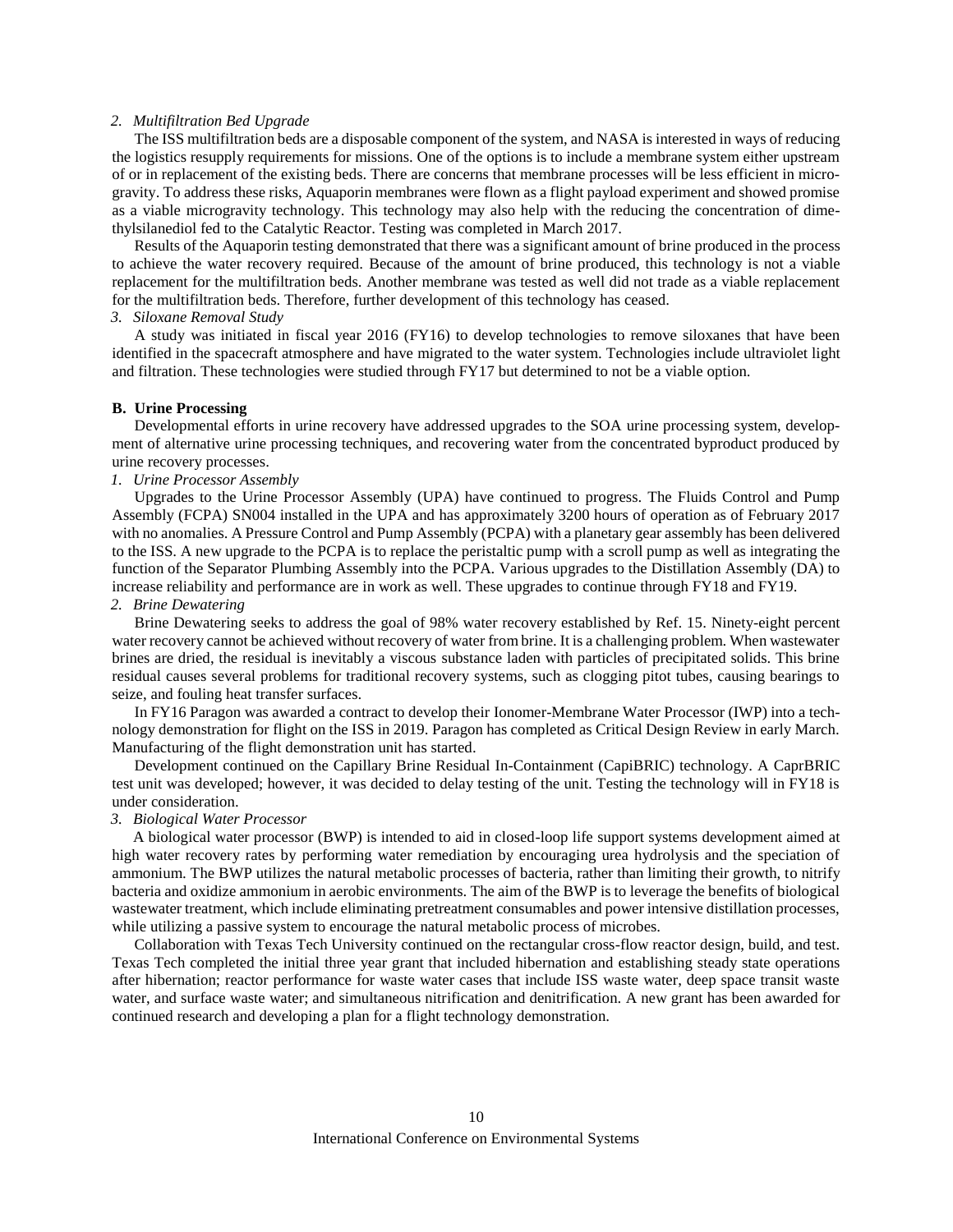*2. Multifiltration Bed Upgrade*

The ISS multifiltration beds are a disposable component of the system, and NASA is interested in ways of reducing the logistics resupply requirements for missions. One of the options is to include a membrane system either upstream of or in replacement of the existing beds. There are concerns that membrane processes will be less efficient in microgravity. To address these risks, Aquaporin membranes were flown as a flight payload experiment and showed promise as a viable microgravity technology. This technology may also help with the reducing the concentration of dimethylsilanediol fed to the Catalytic Reactor. Testing was completed in March 2017.

Results of the Aquaporin testing demonstrated that there was a significant amount of brine produced in the process to achieve the water recovery required. Because of the amount of brine produced, this technology is not a viable replacement for the multifiltration beds. Another membrane was tested as well did not trade as a viable replacement for the multifiltration beds. Therefore, further development of this technology has ceased.

*3. Siloxane Removal Study*

A study was initiated in fiscal year 2016 (FY16) to develop technologies to remove siloxanes that have been identified in the spacecraft atmosphere and have migrated to the water system. Technologies include ultraviolet light and filtration. These technologies were studied through FY17 but determined to not be a viable option.

**B. Urine Processing**

Developmental efforts in urine recovery have addressed upgrades to the SOA urine processing system, development of alternative urine processing techniques, and recovering water from the concentrated byproduct produced by urine recovery processes.

*1. Urine Processor Assembly*

Upgrades to the Urine Processor Assembly (UPA) have continued to progress. The Fluids Control and Pump Assembly (FCPA) SN004 installed in the UPA and has approximately 3200 hours of operation as of February 2017 with no anomalies. A Pressure Control and Pump Assembly (PCPA) with a planetary gear assembly has been delivered to the ISS. A new upgrade to the PCPA is to replace the peristaltic pump with a scroll pump as well as integrating the function of the Separator Plumbing Assembly into the PCPA. Various upgrades to the Distillation Assembly (DA) to increase reliability and performance are in work as well. These upgrades to continue through FY18 and FY19.

*2. Brine Dewatering*

Brine Dewatering seeks to address the goal of 98% water recovery established by Ref. 15. Ninety-eight percent water recovery cannot be achieved without recovery of water from brine. It is a challenging problem. When wastewater brines are dried, the residual is inevitably a viscous substance laden with particles of precipitated solids. This brine residual causes several problems for traditional recovery systems, such as clogging pitot tubes, causing bearings to seize, and fouling heat transfer surfaces.

In FY16 Paragon was awarded a contract to develop their Ionomer-Membrane Water Processor (IWP) into a technology demonstration for flight on the ISS in 2019. Paragon has completed as Critical Design Review in early March. Manufacturing of the flight demonstration unit has started.

Development continued on the Capillary Brine Residual In-Containment (CapiBRIC) technology. A CaprBRIC test unit was developed; however, it was decided to delay testing of the unit. Testing the technology will in FY18 is under consideration.

*3. Biological Water Processor*

A biological water processor (BWP) is intended to aid in closed-loop life support systems development aimed at high water recovery rates by performing water remediation by encouraging urea hydrolysis and the speciation of ammonium. The BWP utilizes the natural metabolic processes of bacteria, rather than limiting their growth, to nitrify bacteria and oxidize ammonium in aerobic environments. The aim of the BWP is to leverage the benefits of biological wastewater treatment, which include eliminating pretreatment consumables and power intensive distillation processes, while utilizing a passive system to encourage the natural metabolic process of microbes.

Collaboration with Texas Tech University continued on the rectangular cross-flow reactor design, build, and test. Texas Tech completed the initial three year grant that included hibernation and establishing steady state operations after hibernation; reactor performance for waste water cases that include ISS waste water, deep space transit waste water, and surface waste water; and simultaneous nitrification and denitrification. A new grant has been awarded for continued research and developing a plan for a flight technology demonstration.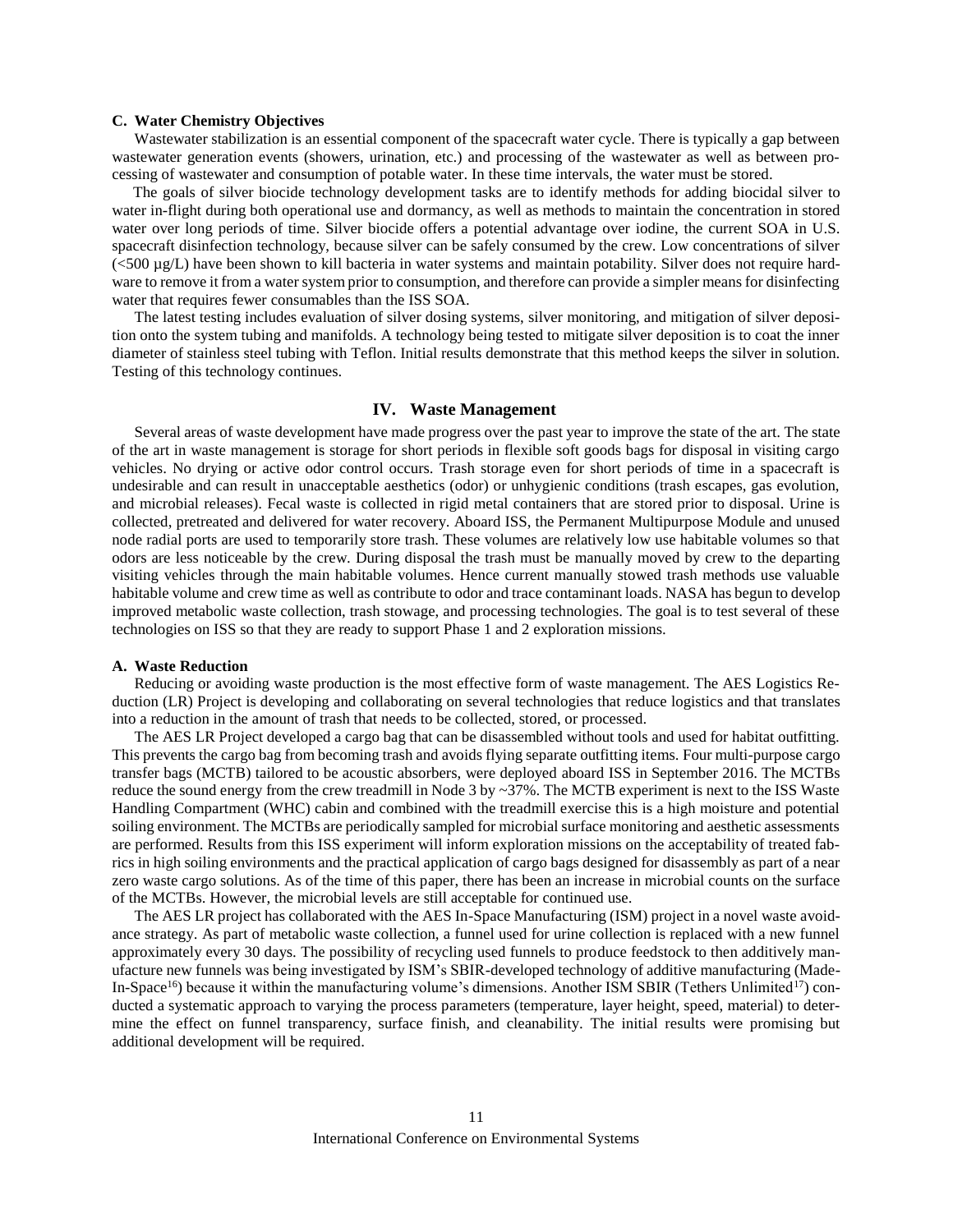### C. Water Chemistry Objectives

Wastewater stabilization is an essential component of the spacecraft water cycle. There is typically a gap between wastewater generation events (showers, urination, etc.) and processing of the wastewater as well as between processing of wastewater and consumption of potable water. In these time intervals, the water must be stored.

The goals of silver biocide technology development tasks are to identify methods for adding biocidal silver to water in-flight during both operational use and dormancy, as well as methods to maintain the concentration in stored water over long periods of time. Silver biocide offers a potential advantage over iodine, the current SOA in U.S. spacecraft disinfection technology, because silver can be safely consumed by the crew. Low concentrations of silver (<500 µg/L) have been shown to kill bacteria in water systems and maintain potability. Silver does not require hardware to remove it from a water system prior to consumption, and therefore can provide a simpler means for disinfecting water that requires fewer consumables than the ISS SOA.

The latest testing includes evaluation of silver dosing systems, silver monitoring, and mitigation of silver deposition onto the system tubing and manifolds. A technology being tested to mitigate silver deposition is to coat the inner diameter of stainless steel tubing with Teflon. Initial results demonstrate that this method keeps the silver in solution. Testing of this technology continues.

## IV. Waste Management

Several areas of waste development have made progress over the past year to improve the state of the art. The state of the art in waste management is storage for short periods in flexible soft goods bags for disposal in visiting cargo vehicles. No drying or active odor control occurs. Trash storage even for short periods of time in a spacecraft is undesirable and can result in unacceptable aesthetics (odor) or unhygienic conditions (trash escapes, gas evolution, and microbial releases). Fecal waste is collected in rigid metal containers that are stored prior to disposal. Urine is collected, pretreated and delivered for water recovery. Aboard ISS, the Permanent Multipurpose Module and unused node radial ports are used to temporarily store trash. These volumes are relatively low use habitable volumes so that odors are less noticeable by the crew. During disposal the trash must be manually moved by crew to the departing visiting vehicles through the main habitable volumes. Hence current manually stowed trash methods use valuable habitable volume and crew time as well as contribute to odor and trace contaminant loads. NASA has begun to develop improved metabolic waste collection, trash stowage, and processing technologies. The goal is to test several of these technologies on ISS so that they are ready to support Phase 1 and 2 exploration missions.

### A. Waste Reduction

Reducing or avoiding waste production is the most effective form of waste management. The AES Logistics Reduction (LR) Project is developing and collaborating on several technologies that reduce logistics and that translates into a reduction in the amount of trash that needs to be collected, stored, or processed.

The AES LR Project developed a cargo bag that can be disassembled without tools and used for habitat outfitting. This prevents the cargo bag from becoming trash and avoids flying separate outfitting items. Four multi-purpose cargo transfer bags (MCTB) tailored to be acoustic absorbers, were deployed aboard ISS in September 2016. The MCTBs reduce the sound energy from the crew treadmill in Node 3 by ~37%. The MCTB experiment is next to the ISS Waste Handling Compartment (WHC) cabin and combined with the treadmill exercise this is a high moisture and potential soiling environment. The MCTBs are periodically sampled for microbial surface monitoring and aesthetic assessments are performed. Results from this ISS experiment will inform exploration missions on the acceptability of treated fabrics in high soiling environments and the practical application of cargo bags designed for disassembly as part of a near zero waste cargo solutions. As of the time of this paper, there has been an increase in microbial counts on the surface of the MCTBs. However, the microbial levels are still acceptable for continued use.

The AES LR project has collaborated with the AES In-Space Manufacturing (ISM) project in a novel waste avoidance strategy. As part of metabolic waste collection, a funnel used for urine collection is replaced with a new funnel approximately every 30 days. The possibility of recycling used funnels to produce feedstock to then additively manufacture new funnels was being investigated by ISM's SBIR-developed technology of additive manufacturing (Made-In-Space[16]) because it within the manufacturing volume's dimensions. Another ISM SBIR (Tethers Unlimited[17]) conducted a systematic approach to varying the process parameters (temperature, layer height, speed, material) to determine the effect on funnel transparency, surface finish, and cleanability. The initial results were promising but additional development will be required.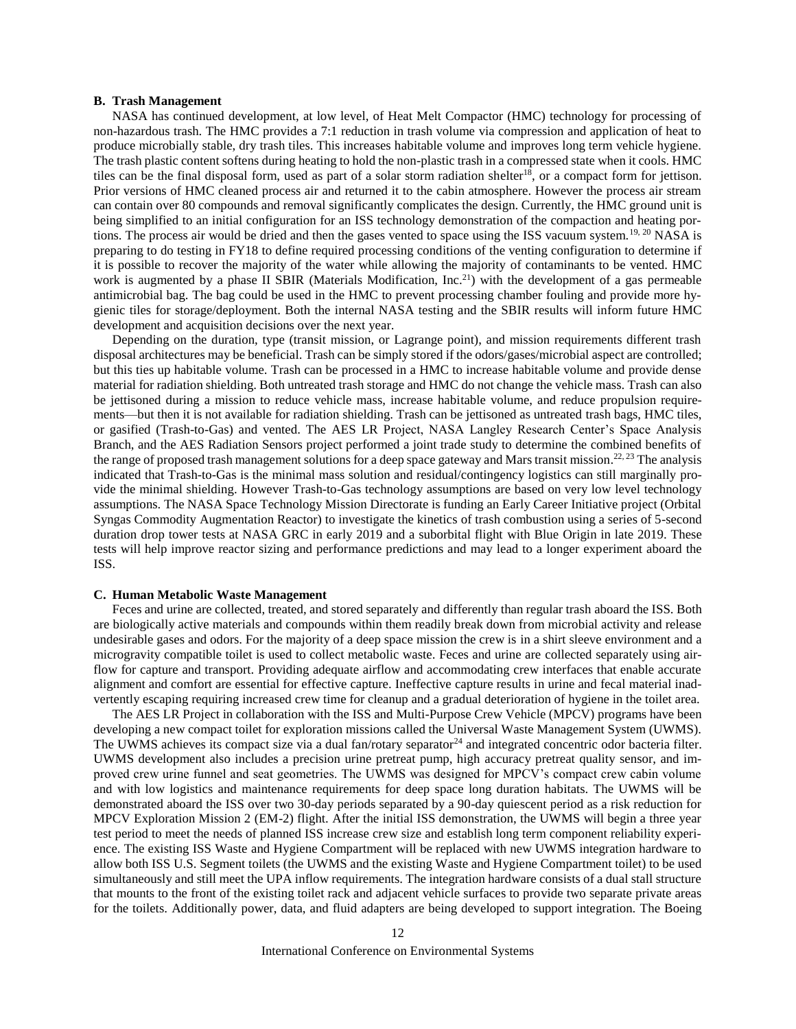### B. Trash Management

NASA has continued development, at low level, of Heat Melt Compactor (HMC) technology for processing of non-hazardous trash. The HMC provides a 7:1 reduction in trash volume via compression and application of heat to produce microbially stable, dry trash tiles. This increases habitable volume and improves long term vehicle hygiene. The trash plastic content softens during heating to hold the non-plastic trash in a compressed state when it cools. HMC tiles can be the final disposal form, used as part of a solar storm radiation shelter[18], or a compact form for jettison. Prior versions of HMC cleaned process air and returned it to the cabin atmosphere. However the process air stream can contain over 80 compounds and removal significantly complicates the design. Currently, the HMC ground unit is being simplified to an initial configuration for an ISS technology demonstration of the compaction and heating portions. The process air would be dried and then the gases vented to space using the ISS vacuum system.[19, 20] NASA is preparing to do testing in FY18 to define required processing conditions of the venting configuration to determine if it is possible to recover the majority of the water while allowing the majority of contaminants to be vented. HMC work is augmented by a phase II SBIR (Materials Modification, Inc.[21]) with the development of a gas permeable antimicrobial bag. The bag could be used in the HMC to prevent processing chamber fouling and provide more hygienic tiles for storage/deployment. Both the internal NASA testing and the SBIR results will inform future HMC development and acquisition decisions over the next year.

Depending on the duration, type (transit mission, or Lagrange point), and mission requirements different trash disposal architectures may be beneficial. Trash can be simply stored if the odors/gases/microbial aspect are controlled; but this ties up habitable volume. Trash can be processed in a HMC to increase habitable volume and provide dense material for radiation shielding. Both untreated trash storage and HMC do not change the vehicle mass. Trash can also be jettisoned during a mission to reduce vehicle mass, increase habitable volume, and reduce propulsion requirements—but then it is not available for radiation shielding. Trash can be jettisoned as untreated trash bags, HMC tiles, or gasified (Trash-to-Gas) and vented. The AES LR Project, NASA Langley Research Center's Space Analysis Branch, and the AES Radiation Sensors project performed a joint trade study to determine the combined benefits of the range of proposed trash management solutions for a deep space gateway and Mars transit mission.[22, 23] The analysis indicated that Trash-to-Gas is the minimal mass solution and residual/contingency logistics can still marginally provide the minimal shielding. However Trash-to-Gas technology assumptions are based on very low level technology assumptions. The NASA Space Technology Mission Directorate is funding an Early Career Initiative project (Orbital Syngas Commodity Augmentation Reactor) to investigate the kinetics of trash combustion using a series of 5-second duration drop tower tests at NASA GRC in early 2019 and a suborbital flight with Blue Origin in late 2019. These tests will help improve reactor sizing and performance predictions and may lead to a longer experiment aboard the ISS.

### C. Human Metabolic Waste Management

Feces and urine are collected, treated, and stored separately and differently than regular trash aboard the ISS. Both are biologically active materials and compounds within them readily break down from microbial activity and release undesirable gases and odors. For the majority of a deep space mission the crew is in a shirt sleeve environment and a microgravity compatible toilet is used to collect metabolic waste. Feces and urine are collected separately using airflow for capture and transport. Providing adequate airflow and accommodating crew interfaces that enable accurate alignment and comfort are essential for effective capture. Ineffective capture results in urine and fecal material inadvertently escaping requiring increased crew time for cleanup and a gradual deterioration of hygiene in the toilet area.

The AES LR Project in collaboration with the ISS and Multi-Purpose Crew Vehicle (MPCV) programs have been developing a new compact toilet for exploration missions called the Universal Waste Management System (UWMS). The UWMS achieves its compact size via a dual fan/rotary separator[24] and integrated concentric odor bacteria filter. UWMS development also includes a precision urine pretreat pump, high accuracy pretreat quality sensor, and improved crew urine funnel and seat geometries. The UWMS was designed for MPCV's compact crew cabin volume and with low logistics and maintenance requirements for deep space long duration habitats. The UWMS will be demonstrated aboard the ISS over two 30-day periods separated by a 90-day quiescent period as a risk reduction for MPCV Exploration Mission 2 (EM-2) flight. After the initial ISS demonstration, the UWMS will begin a three year test period to meet the needs of planned ISS increase crew size and establish long term component reliability experience. The existing ISS Waste and Hygiene Compartment will be replaced with new UWMS integration hardware to allow both ISS U.S. Segment toilets (the UWMS and the existing Waste and Hygiene Compartment toilet) to be used simultaneously and still meet the UPA inflow requirements. The integration hardware consists of a dual stall structure that mounts to the front of the existing toilet rack and adjacent vehicle surfaces to provide two separate private areas for the toilets. Additionally power, data, and fluid adapters are being developed to support integration. The Boeing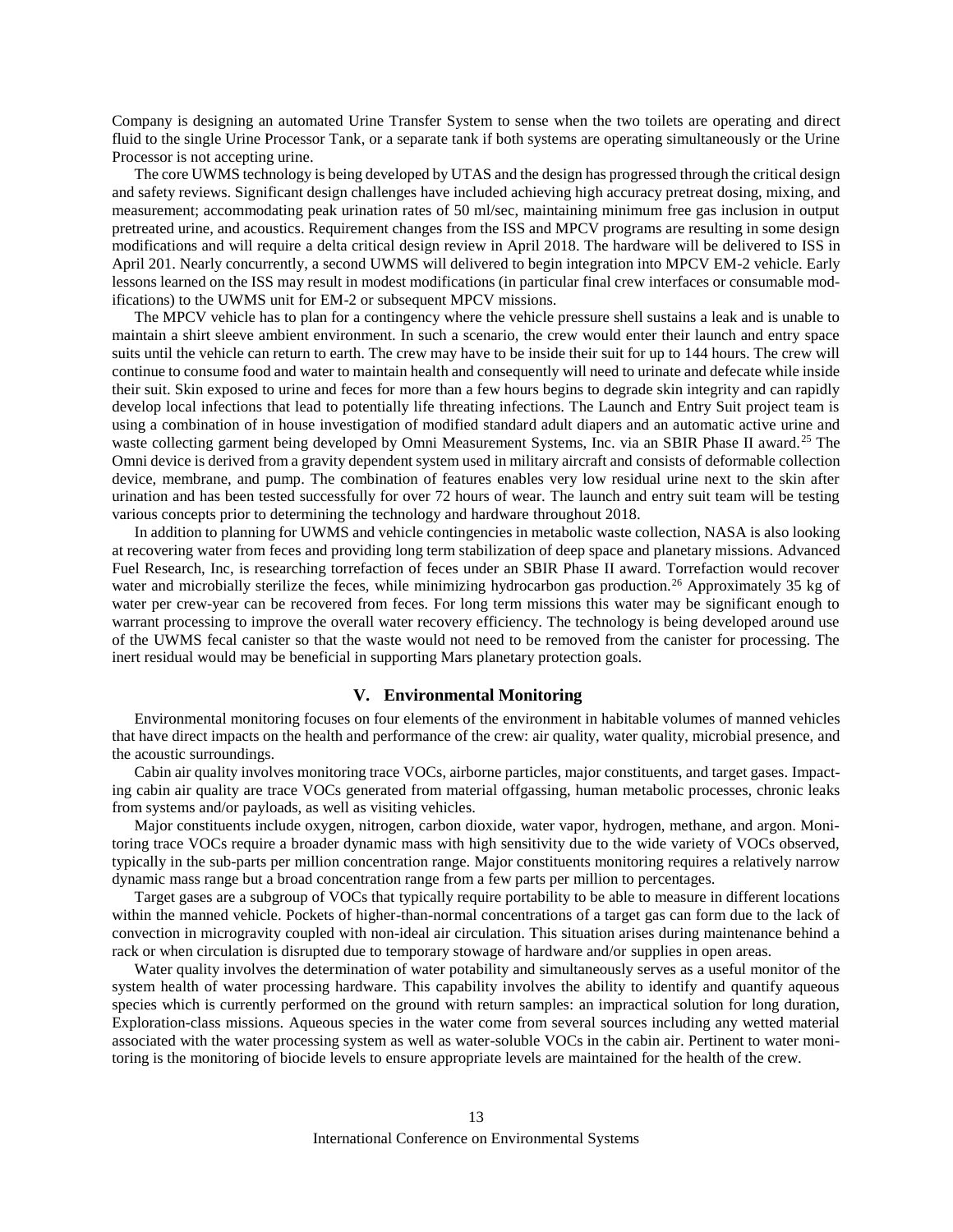Company is designing an automated Urine Transfer System to sense when the two toilets are operating and direct fluid to the single Urine Processor Tank, or a separate tank if both systems are operating simultaneously or the Urine Processor is not accepting urine.

The core UWMS technology is being developed by UTAS and the design has progressed through the critical design and safety reviews. Significant design challenges have included achieving high accuracy pretreat dosing, mixing, and measurement; accommodating peak urination rates of 50 ml/sec, maintaining minimum free gas inclusion in output pretreated urine, and acoustics. Requirement changes from the ISS and MPCV programs are resulting in some design modifications and will require a delta critical design review in April 2018. The hardware will be delivered to ISS in April 201. Nearly concurrently, a second UWMS will delivered to begin integration into MPCV EM-2 vehicle. Early lessons learned on the ISS may result in modest modifications (in particular final crew interfaces or consumable modifications) to the UWMS unit for EM-2 or subsequent MPCV missions.

The MPCV vehicle has to plan for a contingency where the vehicle pressure shell sustains a leak and is unable to maintain a shirt sleeve ambient environment. In such a scenario, the crew would enter their launch and entry space suits until the vehicle can return to earth. The crew may have to be inside their suit for up to 144 hours. The crew will continue to consume food and water to maintain health and consequently will need to urinate and defecate while inside their suit. Skin exposed to urine and feces for more than a few hours begins to degrade skin integrity and can rapidly develop local infections that lead to potentially life threating infections. The Launch and Entry Suit project team is using a combination of in house investigation of modified standard adult diapers and an automatic active urine and waste collecting garment being developed by Omni Measurement Systems, Inc. via an SBIR Phase II award.[25] The Omni device is derived from a gravity dependent system used in military aircraft and consists of deformable collection device, membrane, and pump. The combination of features enables very low residual urine next to the skin after urination and has been tested successfully for over 72 hours of wear. The launch and entry suit team will be testing various concepts prior to determining the technology and hardware throughout 2018.

In addition to planning for UWMS and vehicle contingencies in metabolic waste collection, NASA is also looking at recovering water from feces and providing long term stabilization of deep space and planetary missions. Advanced Fuel Research, Inc, is researching torrefaction of feces under an SBIR Phase II award. Torrefaction would recover water and microbially sterilize the feces, while minimizing hydrocarbon gas production.[26] Approximately 35 kg of water per crew-year can be recovered from feces. For long term missions this water may be significant enough to warrant processing to improve the overall water recovery efficiency. The technology is being developed around use of the UWMS fecal canister so that the waste would not need to be removed from the canister for processing. The inert residual would may be beneficial in supporting Mars planetary protection goals.

## V. Environmental Monitoring

Environmental monitoring focuses on four elements of the environment in habitable volumes of manned vehicles that have direct impacts on the health and performance of the crew: air quality, water quality, microbial presence, and the acoustic surroundings.

Cabin air quality involves monitoring trace VOCs, airborne particles, major constituents, and target gases. Impacting cabin air quality are trace VOCs generated from material offgassing, human metabolic processes, chronic leaks from systems and/or payloads, as well as visiting vehicles.

Major constituents include oxygen, nitrogen, carbon dioxide, water vapor, hydrogen, methane, and argon. Monitoring trace VOCs require a broader dynamic mass with high sensitivity due to the wide variety of VOCs observed, typically in the sub-parts per million concentration range. Major constituents monitoring requires a relatively narrow dynamic mass range but a broad concentration range from a few parts per million to percentages.

Target gases are a subgroup of VOCs that typically require portability to be able to measure in different locations within the manned vehicle. Pockets of higher-than-normal concentrations of a target gas can form due to the lack of convection in microgravity coupled with non-ideal air circulation. This situation arises during maintenance behind a rack or when circulation is disrupted due to temporary stowage of hardware and/or supplies in open areas.

Water quality involves the determination of water potability and simultaneously serves as a useful monitor of the system health of water processing hardware. This capability involves the ability to identify and quantify aqueous species which is currently performed on the ground with return samples: an impractical solution for long duration, Exploration-class missions. Aqueous species in the water come from several sources including any wetted material associated with the water processing system as well as water-soluble VOCs in the cabin air. Pertinent to water monitoring is the monitoring of biocide levels to ensure appropriate levels are maintained for the health of the crew.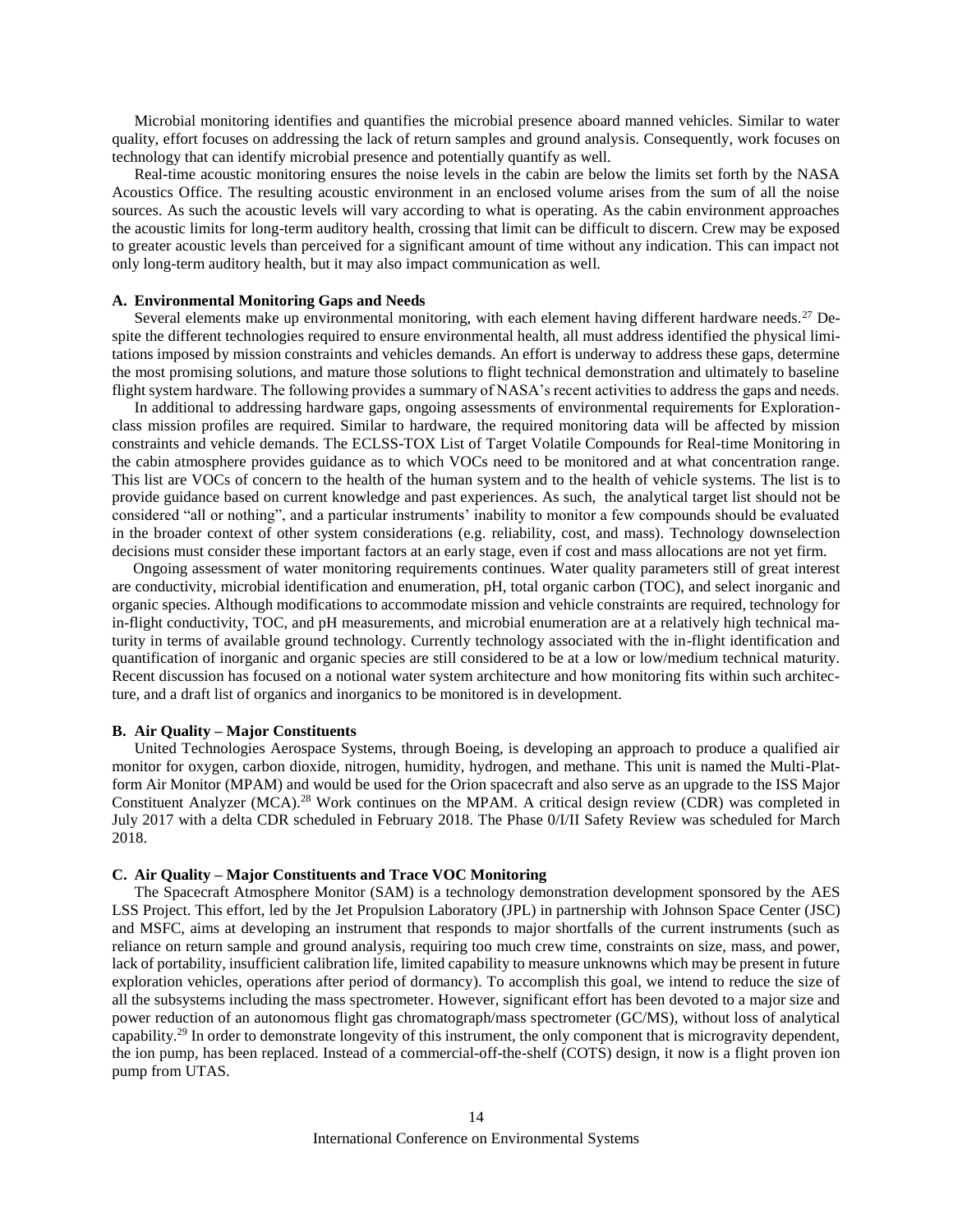Microbial monitoring identifies and quantifies the microbial presence aboard manned vehicles. Similar to water quality, effort focuses on addressing the lack of return samples and ground analysis. Consequently, work focuses on technology that can identify microbial presence and potentially quantify as well.

Real-time acoustic monitoring ensures the noise levels in the cabin are below the limits set forth by the NASA Acoustics Office. The resulting acoustic environment in an enclosed volume arises from the sum of all the noise sources. As such the acoustic levels will vary according to what is operating. As the cabin environment approaches the acoustic limits for long-term auditory health, crossing that limit can be difficult to discern. Crew may be exposed to greater acoustic levels than perceived for a significant amount of time without any indication. This can impact not only long-term auditory health, but it may also impact communication as well.

### A. Environmental Monitoring Gaps and Needs

Several elements make up environmental monitoring, with each element having different hardware needs.[27] Despite the different technologies required to ensure environmental health, all must address identified the physical limitations imposed by mission constraints and vehicles demands. An effort is underway to address these gaps, determine the most promising solutions, and mature those solutions to flight technical demonstration and ultimately to baseline flight system hardware. The following provides a summary of NASA's recent activities to address the gaps and needs.

In additional to addressing hardware gaps, ongoing assessments of environmental requirements for Exploration-class mission profiles are required. Similar to hardware, the required monitoring data will be affected by mission constraints and vehicle demands. The ECLSS-TOX List of Target Volatile Compounds for Real-time Monitoring in the cabin atmosphere provides guidance as to which VOCs need to be monitored and at what concentration range. This list are VOCs of concern to the health of the human system and to the health of vehicle systems. The list is to provide guidance based on current knowledge and past experiences. As such, the analytical target list should not be considered "all or nothing", and a particular instruments' inability to monitor a few compounds should be evaluated in the broader context of other system considerations (e.g. reliability, cost, and mass). Technology downselection decisions must consider these important factors at an early stage, even if cost and mass allocations are not yet firm.

Ongoing assessment of water monitoring requirements continues. Water quality parameters still of great interest are conductivity, microbial identification and enumeration, pH, total organic carbon (TOC), and select inorganic and organic species. Although modifications to accommodate mission and vehicle constraints are required, technology for in-flight conductivity, TOC, and pH measurements, and microbial enumeration are at a relatively high technical maturity in terms of available ground technology. Currently technology associated with the in-flight identification and quantification of inorganic and organic species are still considered to be at a low or low/medium technical maturity. Recent discussion has focused on a notional water system architecture and how monitoring fits within such architecture, and a draft list of organics and inorganics to be monitored is in development.

### B. Air Quality – Major Constituents

United Technologies Aerospace Systems, through Boeing, is developing an approach to produce a qualified air monitor for oxygen, carbon dioxide, nitrogen, humidity, hydrogen, and methane. This unit is named the Multi-Platform Air Monitor (MPAM) and would be used for the Orion spacecraft and also serve as an upgrade to the ISS Major Constituent Analyzer (MCA).[28] Work continues on the MPAM. A critical design review (CDR) was completed in July 2017 with a delta CDR scheduled in February 2018. The Phase 0/I/II Safety Review was scheduled for March 2018.

### C. Air Quality – Major Constituents and Trace VOC Monitoring

The Spacecraft Atmosphere Monitor (SAM) is a technology demonstration development sponsored by the AES LSS Project. This effort, led by the Jet Propulsion Laboratory (JPL) in partnership with Johnson Space Center (JSC) and MSFC, aims at developing an instrument that responds to major shortfalls of the current instruments (such as reliance on return sample and ground analysis, requiring too much crew time, constraints on size, mass, and power, lack of portability, insufficient calibration life, limited capability to measure unknowns which may be present in future exploration vehicles, operations after period of dormancy). To accomplish this goal, we intend to reduce the size of all the subsystems including the mass spectrometer. However, significant effort has been devoted to a major size and power reduction of an autonomous flight gas chromatograph/mass spectrometer (GC/MS), without loss of analytical capability.[29] In order to demonstrate longevity of this instrument, the only component that is microgravity dependent, the ion pump, has been replaced. Instead of a commercial-off-the-shelf (COTS) design, it now is a flight proven ion pump from UTAS.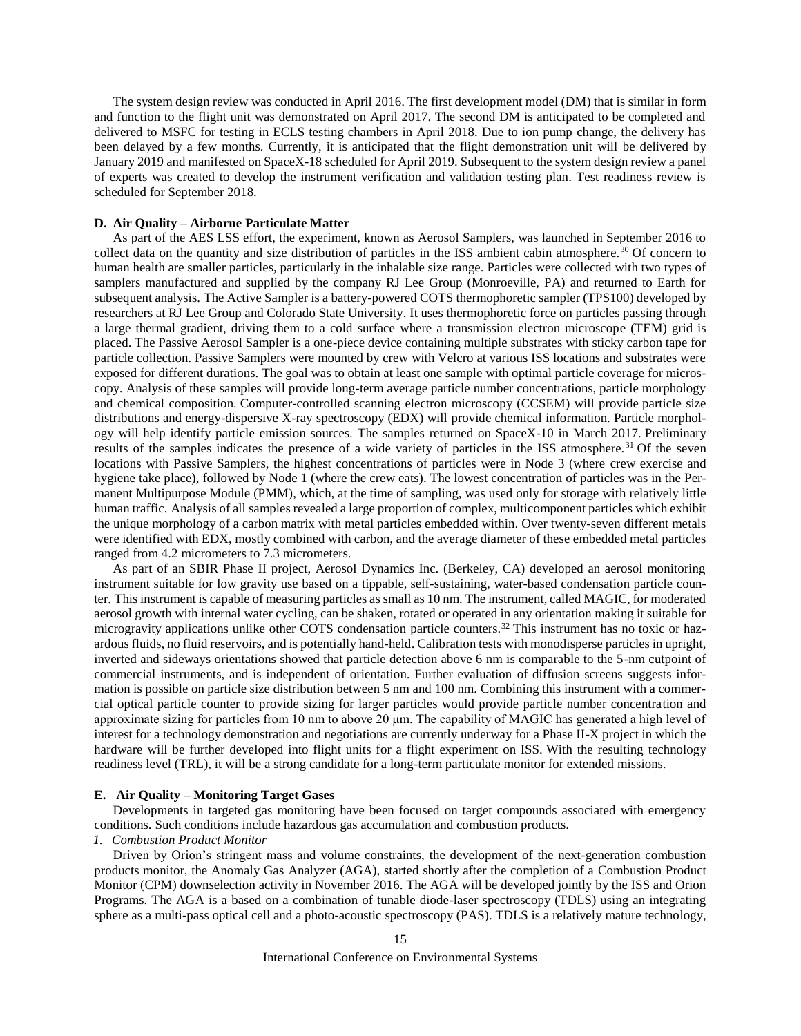The system design review was conducted in April 2016. The first development model (DM) that is similar in form and function to the flight unit was demonstrated on April 2017. The second DM is anticipated to be completed and delivered to MSFC for testing in ECLS testing chambers in April 2018. Due to ion pump change, the delivery has been delayed by a few months. Currently, it is anticipated that the flight demonstration unit will be delivered by January 2019 and manifested on SpaceX-18 scheduled for April 2019. Subsequent to the system design review a panel of experts was created to develop the instrument verification and validation testing plan. Test readiness review is scheduled for September 2018.

### D. Air Quality – Airborne Particulate Matter

As part of the AES LSS effort, the experiment, known as Aerosol Samplers, was launched in September 2016 to collect data on the quantity and size distribution of particles in the ISS ambient cabin atmosphere.[30] Of concern to human health are smaller particles, particularly in the inhalable size range. Particles were collected with two types of samplers manufactured and supplied by the company RJ Lee Group (Monroeville, PA) and returned to Earth for subsequent analysis. The Active Sampler is a battery-powered COTS thermophoretic sampler (TPS100) developed by researchers at RJ Lee Group and Colorado State University. It uses thermophoretic force on particles passing through a large thermal gradient, driving them to a cold surface where a transmission electron microscope (TEM) grid is placed. The Passive Aerosol Sampler is a one-piece device containing multiple substrates with sticky carbon tape for particle collection. Passive Samplers were mounted by crew with Velcro at various ISS locations and substrates were exposed for different durations. The goal was to obtain at least one sample with optimal particle coverage for microscopy. Analysis of these samples will provide long-term average particle number concentrations, particle morphology and chemical composition. Computer-controlled scanning electron microscopy (CCSEM) will provide particle size distributions and energy-dispersive X-ray spectroscopy (EDX) will provide chemical information. Particle morphology will help identify particle emission sources. The samples returned on SpaceX-10 in March 2017. Preliminary results of the samples indicates the presence of a wide variety of particles in the ISS atmosphere.[31] Of the seven locations with Passive Samplers, the highest concentrations of particles were in Node 3 (where crew exercise and hygiene take place), followed by Node 1 (where the crew eats). The lowest concentration of particles was in the Permanent Multipurpose Module (PMM), which, at the time of sampling, was used only for storage with relatively little human traffic. Analysis of all samples revealed a large proportion of complex, multicomponent particles which exhibit the unique morphology of a carbon matrix with metal particles embedded within. Over twenty-seven different metals were identified with EDX, mostly combined with carbon, and the average diameter of these embedded metal particles ranged from 4.2 micrometers to 7.3 micrometers.

As part of an SBIR Phase II project, Aerosol Dynamics Inc. (Berkeley, CA) developed an aerosol monitoring instrument suitable for low gravity use based on a tippable, self-sustaining, water-based condensation particle counter. This instrument is capable of measuring particles as small as 10 nm. The instrument, called MAGIC, for moderated aerosol growth with internal water cycling, can be shaken, rotated or operated in any orientation making it suitable for microgravity applications unlike other COTS condensation particle counters.[32] This instrument has no toxic or hazardous fluids, no fluid reservoirs, and is potentially hand-held. Calibration tests with monodisperse particles in upright, inverted and sideways orientations showed that particle detection above 6 nm is comparable to the 5-nm cutpoint of commercial instruments, and is independent of orientation. Further evaluation of diffusion screens suggests information is possible on particle size distribution between 5 nm and 100 nm. Combining this instrument with a commercial optical particle counter to provide sizing for larger particles would provide particle number concentration and approximate sizing for particles from 10 nm to above 20 μm. The capability of MAGIC has generated a high level of interest for a technology demonstration and negotiations are currently underway for a Phase II-X project in which the hardware will be further developed into flight units for a flight experiment on ISS. With the resulting technology readiness level (TRL), it will be a strong candidate for a long-term particulate monitor for extended missions.

### E. Air Quality – Monitoring Target Gases

Developments in targeted gas monitoring have been focused on target compounds associated with emergency conditions. Such conditions include hazardous gas accumulation and combustion products.

#### *1. Combustion Product Monitor*

Driven by Orion's stringent mass and volume constraints, the development of the next-generation combustion products monitor, the Anomaly Gas Analyzer (AGA), started shortly after the completion of a Combustion Product Monitor (CPM) downselection activity in November 2016. The AGA will be developed jointly by the ISS and Orion Programs. The AGA is a based on a combination of tunable diode-laser spectroscopy (TDLS) using an integrating sphere as a multi-pass optical cell and a photo-acoustic spectroscopy (PAS). TDLS is a relatively mature technology,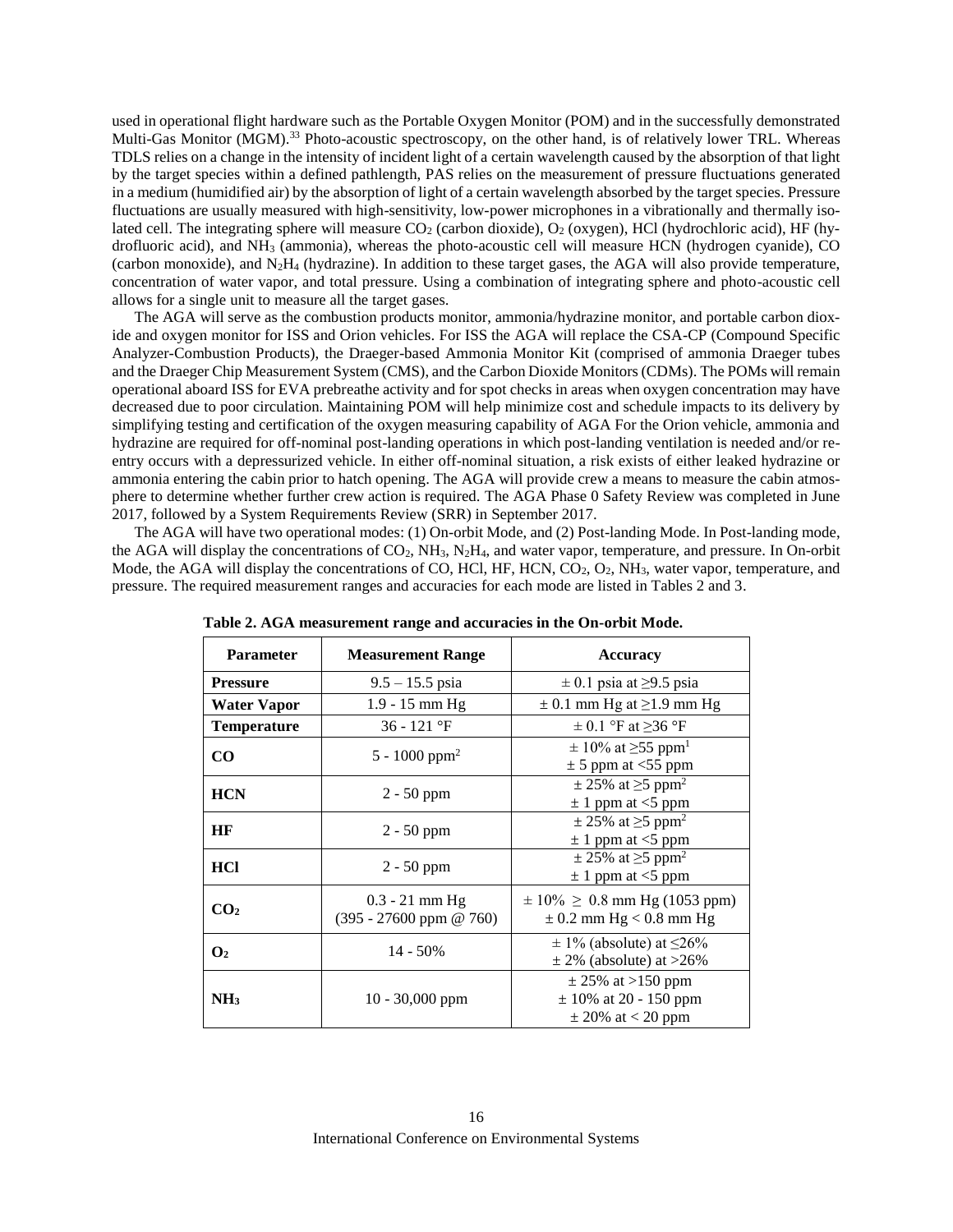used in operational flight hardware such as the Portable Oxygen Monitor (POM) and in the successfully demonstrated Multi-Gas Monitor (MGM).[33] Photo-acoustic spectroscopy, on the other hand, is of relatively lower TRL. Whereas TDLS relies on a change in the intensity of incident light of a certain wavelength caused by the absorption of that light by the target species within a defined pathlength, PAS relies on the measurement of pressure fluctuations generated in a medium (humidified air) by the absorption of light of a certain wavelength absorbed by the target species. Pressure fluctuations are usually measured with high-sensitivity, low-power microphones in a vibrationally and thermally isolated cell. The integrating sphere will measure $CO_2$ (carbon dioxide), $O_2$ (oxygen), HCl (hydrochloric acid), HF (hydrofluoric acid), and $NH_3$ (ammonia), whereas the photo-acoustic cell will measure HCN (hydrogen cyanide), CO (carbon monoxide), and $N_2H_4$ (hydrazine). In addition to these target gases, the AGA will also provide temperature, concentration of water vapor, and total pressure. Using a combination of integrating sphere and photo-acoustic cell allows for a single unit to measure all the target gases.

The AGA will serve as the combustion products monitor, ammonia/hydrazine monitor, and portable carbon dioxide and oxygen monitor for ISS and Orion vehicles. For ISS the AGA will replace the CSA-CP (Compound Specific Analyzer-Combustion Products), the Draeger-based Ammonia Monitor Kit (comprised of ammonia Draeger tubes and the Draeger Chip Measurement System (CMS), and the Carbon Dioxide Monitors (CDMs). The POMs will remain operational aboard ISS for EVA prebreathe activity and for spot checks in areas when oxygen concentration may have decreased due to poor circulation. Maintaining POM will help minimize cost and schedule impacts to its delivery by simplifying testing and certification of the oxygen measuring capability of AGA For the Orion vehicle, ammonia and hydrazine are required for off-nominal post-landing operations in which post-landing ventilation is needed and/or reentry occurs with a depressurized vehicle. In either off-nominal situation, a risk exists of either leaked hydrazine or ammonia entering the cabin prior to hatch opening. The AGA will provide crew a means to measure the cabin atmosphere to determine whether further crew action is required. The AGA Phase 0 Safety Review was completed in June 2017, followed by a System Requirements Review (SRR) in September 2017.

The AGA will have two operational modes: (1) On-orbit Mode, and (2) Post-landing Mode. In Post-landing mode, the AGA will display the concentrations of $CO_2$, $NH_3$, $N_2H_4$, and water vapor, temperature, and pressure. In On-orbit Mode, the AGA will display the concentrations of CO, HCl, HF, HCN, $CO_2$, $O_2$, $NH_3$, water vapor, temperature, and pressure. The required measurement ranges and accuracies for each mode are listed in Tables 2 and 3.

**Table 2. AGA measurement range and accuracies in the On-orbit Mode.**

| Parameter | Measurement Range | Accuracy |
|---|---|---|
| **Pressure** | 9.5 – 15.5 psia | ± 0.1 psia at ≥9.5 psia |
| **Water Vapor** | 1.9 - 15 mm Hg | ± 0.1 mm Hg at ≥1.9 mm Hg |
| **Temperature** | 36 - 121 °F | ± 0.1 °F at ≥36 °F |
| **CO** | 5 - 1000 ppm[2] | ± 10% at ≥55 ppm[1]<br>± 5 ppm at <55 ppm |
| **HCN** | 2 - 50 ppm | ± 25% at ≥5 ppm[2]<br>± 1 ppm at <5 ppm |
| **HF** | 2 - 50 ppm | ± 25% at ≥5 ppm[2]<br>± 1 ppm at <5 ppm |
| **HCl** | 2 - 50 ppm | ± 25% at ≥5 ppm[2]<br>± 1 ppm at <5 ppm |
| **$CO_2$** | 0.3 - 21 mm Hg<br>(395 - 27600 ppm @ 760) | ± 10% ≥ 0.8 mm Hg (1053 ppm)<br>± 0.2 mm Hg < 0.8 mm Hg |
| **$O_2$** | 14 - 50% | ± 1% (absolute) at ≤26%<br>± 2% (absolute) at >26% |
| **$NH_3$** | 10 - 30,000 ppm | ± 25% at >150 ppm<br>± 10% at 20 - 150 ppm<br>± 20% at < 20 ppm |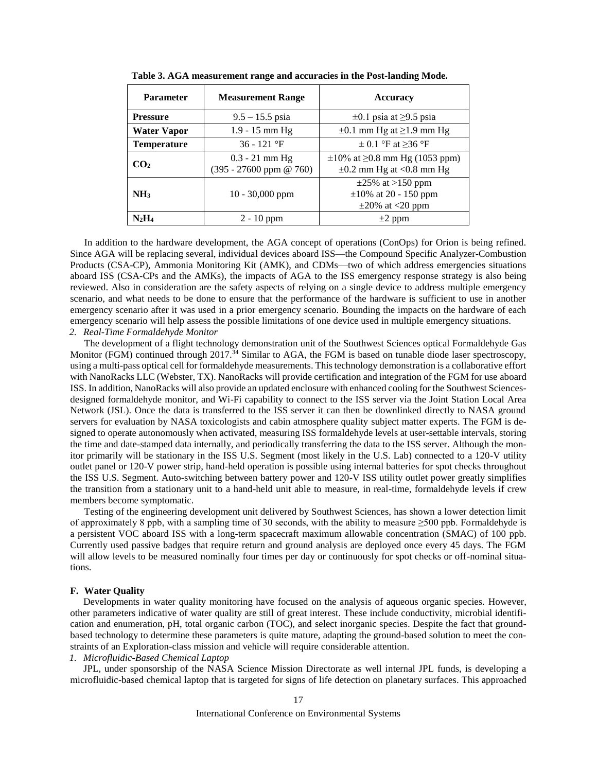**Table 3. AGA measurement range and accuracies in the Post-landing Mode.**

| Parameter | Measurement Range | Accuracy |
|---|---|---|
| **Pressure** | 9.5 – 15.5 psia | ±0.1 psia at ≥9.5 psia |
| **Water Vapor** | 1.9 - 15 mm Hg | ±0.1 mm Hg at ≥1.9 mm Hg |
| **Temperature** | 36 - 121 °F | ± 0.1 °F at ≥36 °F |
| **$CO_2$** | 0.3 - 21 mm Hg (395 - 27600 ppm @ 760) | ±10% at ≥0.8 mm Hg (1053 ppm) ±0.2 mm Hg at <0.8 mm Hg |
| **$NH_3$** | 10 - 30,000 ppm | ±25% at >150 ppm ±10% at 20 - 150 ppm ±20% at <20 ppm |
| **$N_2H_4$** | 2 - 10 ppm | ±2 ppm |

In addition to the hardware development, the AGA concept of operations (ConOps) for Orion is being refined. Since AGA will be replacing several, individual devices aboard ISS—the Compound Specific Analyzer-Combustion Products (CSA-CP), Ammonia Monitoring Kit (AMK), and CDMs—two of which address emergencies situations aboard ISS (CSA-CPs and the AMKs), the impacts of AGA to the ISS emergency response strategy is also being reviewed. Also in consideration are the safety aspects of relying on a single device to address multiple emergency scenario, and what needs to be done to ensure that the performance of the hardware is sufficient to use in another emergency scenario after it was used in a prior emergency scenario. Bounding the impacts on the hardware of each emergency scenario will help assess the possible limitations of one device used in multiple emergency situations.

*2. Real-Time Formaldehyde Monitor*

The development of a flight technology demonstration unit of the Southwest Sciences optical Formaldehyde Gas Monitor (FGM) continued through 2017.[34] Similar to AGA, the FGM is based on tunable diode laser spectroscopy, using a multi-pass optical cell for formaldehyde measurements. This technology demonstration is a collaborative effort with NanoRacks LLC (Webster, TX). NanoRacks will provide certification and integration of the FGM for use aboard ISS. In addition, NanoRacks will also provide an updated enclosure with enhanced cooling for the Southwest Sciences-designed formaldehyde monitor, and Wi-Fi capability to connect to the ISS server via the Joint Station Local Area Network (JSL). Once the data is transferred to the ISS server it can then be downlinked directly to NASA ground servers for evaluation by NASA toxicologists and cabin atmosphere quality subject matter experts. The FGM is designed to operate autonomously when activated, measuring ISS formaldehyde levels at user-settable intervals, storing the time and date-stamped data internally, and periodically transferring the data to the ISS server. Although the monitor primarily will be stationary in the ISS U.S. Segment (most likely in the U.S. Lab) connected to a 120-V utility outlet panel or 120-V power strip, hand-held operation is possible using internal batteries for spot checks throughout the ISS U.S. Segment. Auto-switching between battery power and 120-V ISS utility outlet power greatly simplifies the transition from a stationary unit to a hand-held unit able to measure, in real-time, formaldehyde levels if crew members become symptomatic.

Testing of the engineering development unit delivered by Southwest Sciences, has shown a lower detection limit of approximately 8 ppb, with a sampling time of 30 seconds, with the ability to measure ≥500 ppb. Formaldehyde is a persistent VOC aboard ISS with a long-term spacecraft maximum allowable concentration (SMAC) of 100 ppb. Currently used passive badges that require return and ground analysis are deployed once every 45 days. The FGM will allow levels to be measured nominally four times per day or continuously for spot checks or off-nominal situations.

### F. Water Quality

Developments in water quality monitoring have focused on the analysis of aqueous organic species. However, other parameters indicative of water quality are still of great interest. These include conductivity, microbial identification and enumeration, pH, total organic carbon (TOC), and select inorganic species. Despite the fact that ground-based technology to determine these parameters is quite mature, adapting the ground-based solution to meet the constraints of an Exploration-class mission and vehicle will require considerable attention.

*1. Microfluidic-Based Chemical Laptop*

JPL, under sponsorship of the NASA Science Mission Directorate as well internal JPL funds, is developing a microfluidic-based chemical laptop that is targeted for signs of life detection on planetary surfaces. This approached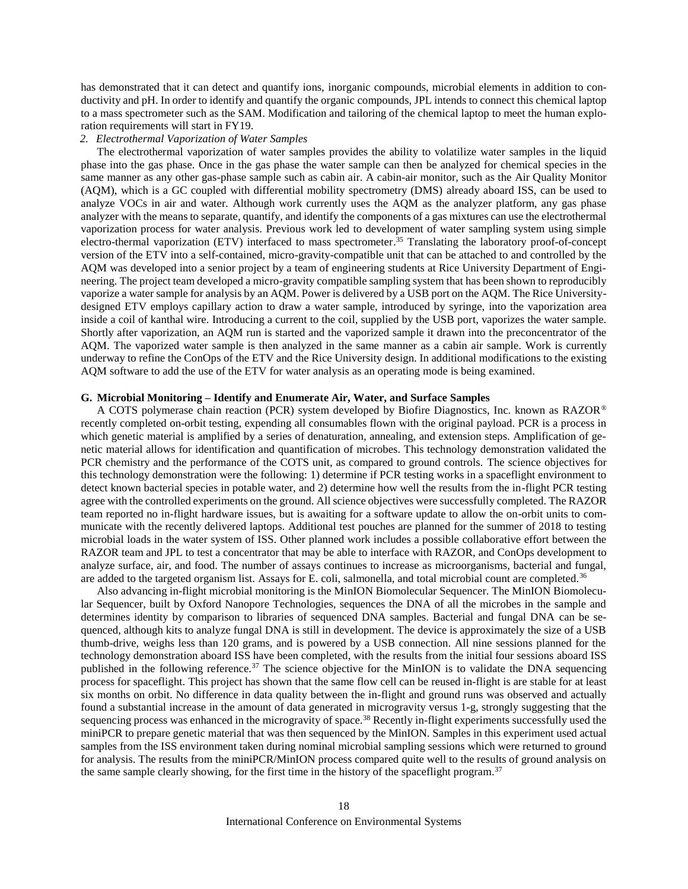has demonstrated that it can detect and quantify ions, inorganic compounds, microbial elements in addition to conductivity and pH. In order to identify and quantify the organic compounds, JPL intends to connect this chemical laptop to a mass spectrometer such as the SAM. Modification and tailoring of the chemical laptop to meet the human exploration requirements will start in FY19.

*2. Electrothermal Vaporization of Water Samples*

The electrothermal vaporization of water samples provides the ability to volatilize water samples in the liquid phase into the gas phase. Once in the gas phase the water sample can then be analyzed for chemical species in the same manner as any other gas-phase sample such as cabin air. A cabin-air monitor, such as the Air Quality Monitor (AQM), which is a GC coupled with differential mobility spectrometry (DMS) already aboard ISS, can be used to analyze VOCs in air and water. Although work currently uses the AQM as the analyzer platform, any gas phase analyzer with the means to separate, quantify, and identify the components of a gas mixtures can use the electrothermal vaporization process for water analysis. Previous work led to development of water sampling system using simple electro-thermal vaporization (ETV) interfaced to mass spectrometer.[35] Translating the laboratory proof-of-concept version of the ETV into a self-contained, micro-gravity-compatible unit that can be attached to and controlled by the AQM was developed into a senior project by a team of engineering students at Rice University Department of Engineering. The project team developed a micro-gravity compatible sampling system that has been shown to reproducibly vaporize a water sample for analysis by an AQM. Power is delivered by a USB port on the AQM. The Rice University-designed ETV employs capillary action to draw a water sample, introduced by syringe, into the vaporization area inside a coil of kanthal wire. Introducing a current to the coil, supplied by the USB port, vaporizes the water sample. Shortly after vaporization, an AQM run is started and the vaporized sample it drawn into the preconcentrator of the AQM. The vaporized water sample is then analyzed in the same manner as a cabin air sample. Work is currently underway to refine the ConOps of the ETV and the Rice University design. In additional modifications to the existing AQM software to add the use of the ETV for water analysis as an operating mode is being examined.

### G. Microbial Monitoring – Identify and Enumerate Air, Water, and Surface Samples

A COTS polymerase chain reaction (PCR) system developed by Biofire Diagnostics, Inc. known as RAZOR® recently completed on-orbit testing, expending all consumables flown with the original payload. PCR is a process in which genetic material is amplified by a series of denaturation, annealing, and extension steps. Amplification of genetic material allows for identification and quantification of microbes. This technology demonstration validated the PCR chemistry and the performance of the COTS unit, as compared to ground controls. The science objectives for this technology demonstration were the following: 1) determine if PCR testing works in a spaceflight environment to detect known bacterial species in potable water, and 2) determine how well the results from the in-flight PCR testing agree with the controlled experiments on the ground. All science objectives were successfully completed. The RAZOR team reported no in-flight hardware issues, but is awaiting for a software update to allow the on-orbit units to communicate with the recently delivered laptops. Additional test pouches are planned for the summer of 2018 to testing microbial loads in the water system of ISS. Other planned work includes a possible collaborative effort between the RAZOR team and JPL to test a concentrator that may be able to interface with RAZOR, and ConOps development to analyze surface, air, and food. The number of assays continues to increase as microorganisms, bacterial and fungal, are added to the targeted organism list. Assays for E. coli, salmonella, and total microbial count are completed.[36]

Also advancing in-flight microbial monitoring is the MinION Biomolecular Sequencer. The MinION Biomolecular Sequencer, built by Oxford Nanopore Technologies, sequences the DNA of all the microbes in the sample and determines identity by comparison to libraries of sequenced DNA samples. Bacterial and fungal DNA can be sequenced, although kits to analyze fungal DNA is still in development. The device is approximately the size of a USB thumb-drive, weighs less than 120 grams, and is powered by a USB connection. All nine sessions planned for the technology demonstration aboard ISS have been completed, with the results from the initial four sessions aboard ISS published in the following reference.[37] The science objective for the MinION is to validate the DNA sequencing process for spaceflight. This project has shown that the same flow cell can be reused in-flight is are stable for at least six months on orbit. No difference in data quality between the in-flight and ground runs was observed and actually found a substantial increase in the amount of data generated in microgravity versus 1-g, strongly suggesting that the sequencing process was enhanced in the microgravity of space.[38] Recently in-flight experiments successfully used the miniPCR to prepare genetic material that was then sequenced by the MinION. Samples in this experiment used actual samples from the ISS environment taken during nominal microbial sampling sessions which were returned to ground for analysis. The results from the miniPCR/MinION process compared quite well to the results of ground analysis on the same sample clearly showing, for the first time in the history of the spaceflight program.[37]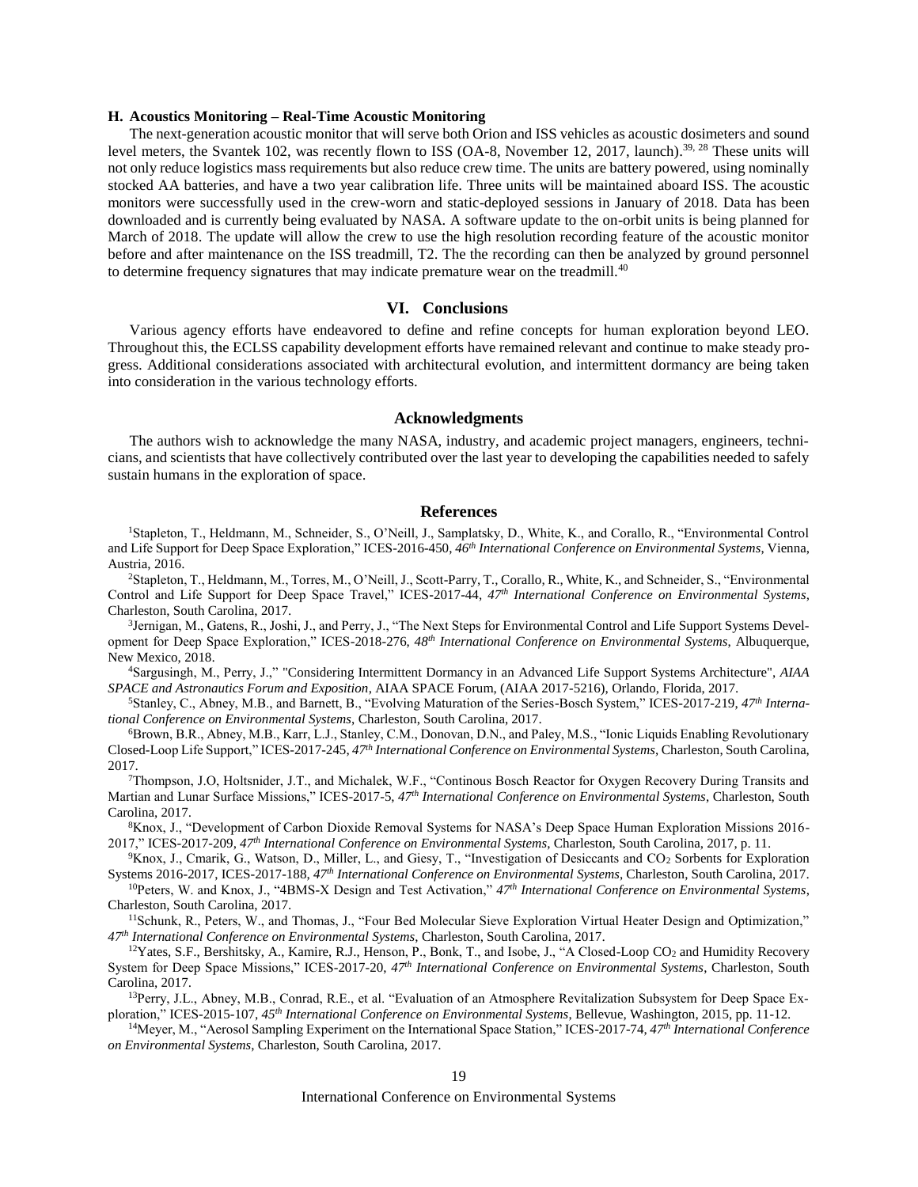### H. Acoustics Monitoring – Real-Time Acoustic Monitoring

The next-generation acoustic monitor that will serve both Orion and ISS vehicles as acoustic dosimeters and sound level meters, the Svantek 102, was recently flown to ISS (OA-8, November 12, 2017, launch).[39, 28] These units will not only reduce logistics mass requirements but also reduce crew time. The units are battery powered, using nominally stocked AA batteries, and have a two year calibration life. Three units will be maintained aboard ISS. The acoustic monitors were successfully used in the crew-worn and static-deployed sessions in January of 2018. Data has been downloaded and is currently being evaluated by NASA. A software update to the on-orbit units is being planned for March of 2018. The update will allow the crew to use the high resolution recording feature of the acoustic monitor before and after maintenance on the ISS treadmill, T2. The the recording can then be analyzed by ground personnel to determine frequency signatures that may indicate premature wear on the treadmill.[40]

## VI. Conclusions

Various agency efforts have endeavored to define and refine concepts for human exploration beyond LEO. Throughout this, the ECLSS capability development efforts have remained relevant and continue to make steady progress. Additional considerations associated with architectural evolution, and intermittent dormancy are being taken into consideration in the various technology efforts.

## Acknowledgments

The authors wish to acknowledge the many NASA, industry, and academic project managers, engineers, technicians, and scientists that have collectively contributed over the last year to developing the capabilities needed to safely sustain humans in the exploration of space.

## References

[1]Stapleton, T., Heldmann, M., Schneider, S., O'Neill, J., Samplatsky, D., White, K., and Corallo, R., "Environmental Control and Life Support for Deep Space Exploration," ICES-2016-450, *46th International Conference on Environmental Systems*, Vienna, Austria, 2016.

[2]Stapleton, T., Heldmann, M., Torres, M., O'Neill, J., Scott-Parry, T., Corallo, R., White, K., and Schneider, S., "Environmental Control and Life Support for Deep Space Travel," ICES-2017-44, *47th International Conference on Environmental Systems*, Charleston, South Carolina, 2017.

[3]Jernigan, M., Gatens, R., Joshi, J., and Perry, J., "The Next Steps for Environmental Control and Life Support Systems Development for Deep Space Exploration," ICES-2018-276, *48th International Conference on Environmental Systems*, Albuquerque, New Mexico, 2018.

[4]Sargusingh, M., Perry, J.," "Considering Intermittent Dormancy in an Advanced Life Support Systems Architecture", *AIAA SPACE and Astronautics Forum and Exposition*, AIAA SPACE Forum, (AIAA 2017-5216), Orlando, Florida, 2017.

[5]Stanley, C., Abney, M.B., and Barnett, B., "Evolving Maturation of the Series-Bosch System," ICES-2017-219, *47th International Conference on Environmental Systems*, Charleston, South Carolina, 2017.

[6]Brown, B.R., Abney, M.B., Karr, L.J., Stanley, C.M., Donovan, D.N., and Paley, M.S., "Ionic Liquids Enabling Revolutionary Closed-Loop Life Support," ICES-2017-245, *47th International Conference on Environmental Systems*, Charleston, South Carolina, 2017.

[7]Thompson, J.O, Holtsnider, J.T., and Michalek, W.F., "Continous Bosch Reactor for Oxygen Recovery During Transits and Martian and Lunar Surface Missions," ICES-2017-5, *47th International Conference on Environmental Systems*, Charleston, South Carolina, 2017.

[8]Knox, J., "Development of Carbon Dioxide Removal Systems for NASA's Deep Space Human Exploration Missions 2016-2017," ICES-2017-209, *47th International Conference on Environmental Systems*, Charleston, South Carolina, 2017, p. 11.

[9]Knox, J., Cmarik, G., Watson, D., Miller, L., and Giesy, T., "Investigation of Desiccants and $CO_2$ Sorbents for Exploration Systems 2016-2017, ICES-2017-188, *47th International Conference on Environmental Systems*, Charleston, South Carolina, 2017.

[10]Peters, W. and Knox, J., "4BMS-X Design and Test Activation," *47th International Conference on Environmental Systems*, Charleston, South Carolina, 2017.

[11]Schunk, R., Peters, W., and Thomas, J., "Four Bed Molecular Sieve Exploration Virtual Heater Design and Optimization," *47th International Conference on Environmental Systems*, Charleston, South Carolina, 2017.

[12]Yates, S.F., Bershitsky, A., Kamire, R.J., Henson, P., Bonk, T., and Isobe, J., "A Closed-Loop $CO_2$ and Humidity Recovery System for Deep Space Missions," ICES-2017-20, *47th International Conference on Environmental Systems*, Charleston, South Carolina, 2017.

[13]Perry, J.L., Abney, M.B., Conrad, R.E., et al. "Evaluation of an Atmosphere Revitalization Subsystem for Deep Space Exploration," ICES-2015-107, *45th International Conference on Environmental Systems*, Bellevue, Washington, 2015, pp. 11-12.

[14]Meyer, M., "Aerosol Sampling Experiment on the International Space Station," ICES-2017-74, *47th International Conference on Environmental Systems*, Charleston, South Carolina, 2017.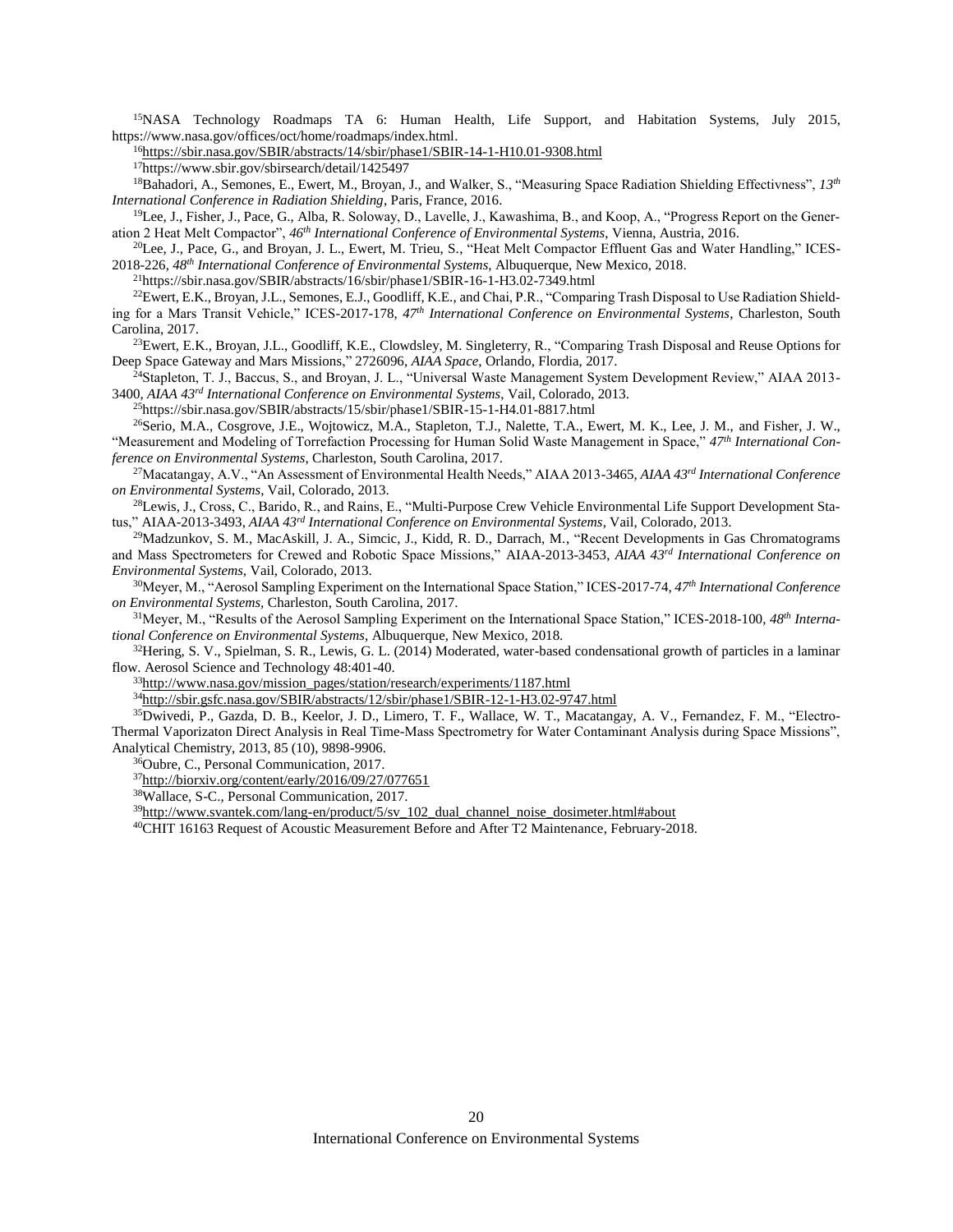[15]NASA Technology Roadmaps TA 6: Human Health, Life Support, and Habitation Systems, July 2015, https://www.nasa.gov/offices/oct/home/roadmaps/index.html.

[16]https://sbir.nasa.gov/SBIR/abstracts/14/sbir/phase1/SBIR-14-1-H10.01-9308.html

[17]https://www.sbir.gov/sbirsearch/detail/1425497

[18]Bahadori, A., Semones, E., Ewert, M., Broyan, J., and Walker, S., "Measuring Space Radiation Shielding Effectivness", *13th International Conference in Radiation Shielding*, Paris, France, 2016.

[19]Lee, J., Fisher, J., Pace, G., Alba, R. Soloway, D., Lavelle, J., Kawashima, B., and Koop, A., "Progress Report on the Generation 2 Heat Melt Compactor", *46th International Conference of Environmental Systems*, Vienna, Austria, 2016.

[20]Lee, J., Pace, G., and Broyan, J. L., Ewert, M. Trieu, S., "Heat Melt Compactor Effluent Gas and Water Handling," ICES-2018-226, *48th International Conference of Environmental Systems*, Albuquerque, New Mexico, 2018.

[21]https://sbir.nasa.gov/SBIR/abstracts/16/sbir/phase1/SBIR-16-1-H3.02-7349.html

[22]Ewert, E.K., Broyan, J.L., Semones, E.J., Goodliff, K.E., and Chai, P.R., "Comparing Trash Disposal to Use Radiation Shielding for a Mars Transit Vehicle," ICES-2017-178, *47th International Conference on Environmental Systems*, Charleston, South Carolina, 2017.

[23]Ewert, E.K., Broyan, J.L., Goodliff, K.E., Clowdsley, M. Singleterry, R., "Comparing Trash Disposal and Reuse Options for Deep Space Gateway and Mars Missions," 2726096, *AIAA Space*, Orlando, Flordia, 2017.

[24]Stapleton, T. J., Baccus, S., and Broyan, J. L., "Universal Waste Management System Development Review," AIAA 2013-3400, *AIAA 43rd International Conference on Environmental Systems*, Vail, Colorado, 2013.

[25]https://sbir.nasa.gov/SBIR/abstracts/15/sbir/phase1/SBIR-15-1-H4.01-8817.html

[26]Serio, M.A., Cosgrove, J.E., Wojtowicz, M.A., Stapleton, T.J., Nalette, T.A., Ewert, M. K., Lee, J. M., and Fisher, J. W., "Measurement and Modeling of Torrefaction Processing for Human Solid Waste Management in Space," *47th International Conference on Environmental Systems*, Charleston, South Carolina, 2017.

[27]Macatangay, A.V., "An Assessment of Environmental Health Needs," AIAA 2013-3465, *AIAA 43rd International Conference on Environmental Systems*, Vail, Colorado, 2013.

[28]Lewis, J., Cross, C., Barido, R., and Rains, E., "Multi-Purpose Crew Vehicle Environmental Life Support Development Status," AIAA-2013-3493, *AIAA 43rd International Conference on Environmental Systems*, Vail, Colorado, 2013.

[29]Madzunkov, S. M., MacAskill, J. A., Simcic, J., Kidd, R. D., Darrach, M., "Recent Developments in Gas Chromatograms and Mass Spectrometers for Crewed and Robotic Space Missions," AIAA-2013-3453, *AIAA 43rd International Conference on Environmental Systems*, Vail, Colorado, 2013.

[30]Meyer, M., "Aerosol Sampling Experiment on the International Space Station," ICES-2017-74, *47th International Conference on Environmental Systems*, Charleston, South Carolina, 2017.

[31]Meyer, M., "Results of the Aerosol Sampling Experiment on the International Space Station," ICES-2018-100, *48th International Conference on Environmental Systems*, Albuquerque, New Mexico, 2018.

[32]Hering, S. V., Spielman, S. R., Lewis, G. L. (2014) Moderated, water-based condensational growth of particles in a laminar flow. Aerosol Science and Technology 48:401-40.

[33]http://www.nasa.gov/mission_pages/station/research/experiments/1187.html

[34]http://sbir.gsfc.nasa.gov/SBIR/abstracts/12/sbir/phase1/SBIR-12-1-H3.02-9747.html

[35]Dwivedi, P., Gazda, D. B., Keelor, J. D., Limero, T. F., Wallace, W. T., Macatangay, A. V., Fernandez, F. M., "Electro-Thermal Vaporizaton Direct Analysis in Real Time-Mass Spectrometry for Water Contaminant Analysis during Space Missions", Analytical Chemistry, 2013, 85 (10), 9898-9906.

[36]Oubre, C., Personal Communication, 2017.

[37]http://biorxiv.org/content/early/2016/09/27/077651

[38]Wallace, S-C., Personal Communication, 2017.

[39]http://www.svantek.com/lang-en/product/5/sv_102_dual_channel_noise_dosimeter.html#about

[40]CHIT 16163 Request of Acoustic Measurement Before and After T2 Maintenance, February-2018.